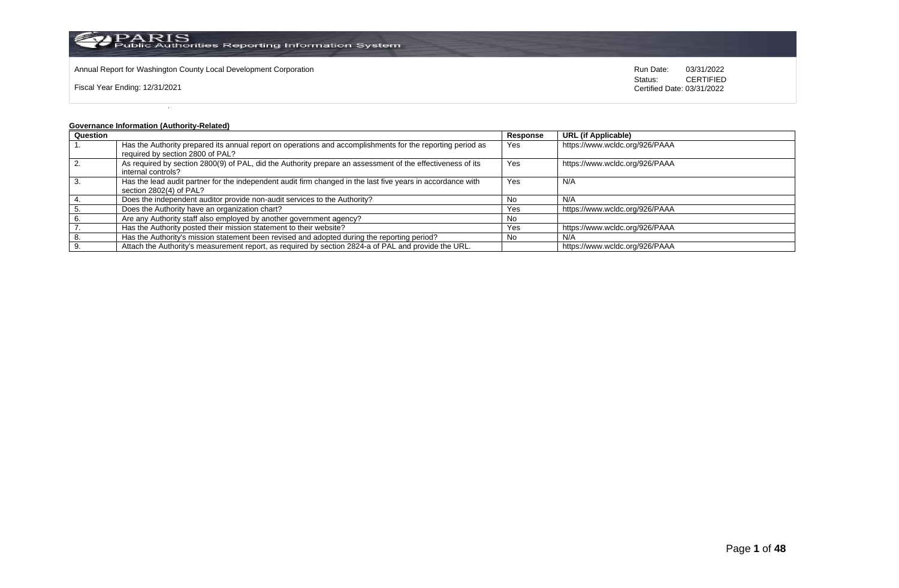Annual Report for Washington County Local Development Corporation

Fiscal Year Ending: 12/31/2021

Run Date: 03/31/2022
Status: CERTIFIED
Certified Date: 03/31/2022

**Governance Information (Authority-Related)**

| Question | | Response | URL (if Applicable) |
|---|---|---|---|
| 1. | Has the Authority prepared its annual report on operations and accomplishments for the reporting period as required by section 2800 of PAL? | Yes | https://www.wcldc.org/926/PAAA |
| 2. | As required by section 2800(9) of PAL, did the Authority prepare an assessment of the effectiveness of its internal controls? | Yes | https://www.wcldc.org/926/PAAA |
| 3. | Has the lead audit partner for the independent audit firm changed in the last five years in accordance with section 2802(4) of PAL? | Yes | N/A |
| 4. | Does the independent auditor provide non-audit services to the Authority? | No | N/A |
| 5. | Does the Authority have an organization chart? | Yes | https://www.wcldc.org/926/PAAA |
| 6. | Are any Authority staff also employed by another government agency? | No | |
| 7. | Has the Authority posted their mission statement to their website? | Yes | https://www.wcldc.org/926/PAAA |
| 8. | Has the Authority's mission statement been revised and adopted during the reporting period? | No | N/A |
| 9. | Attach the Authority's measurement report, as required by section 2824-a of PAL and provide the URL. | | https://www.wcldc.org/926/PAAA |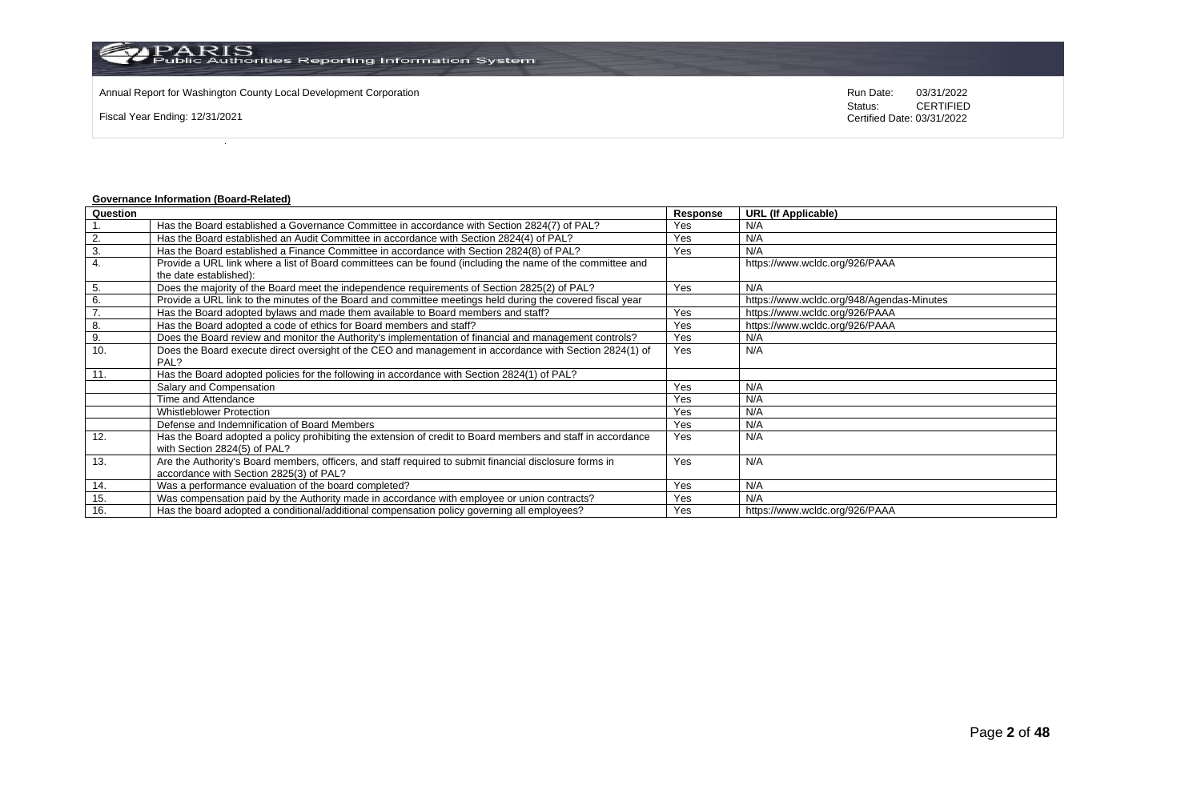Annual Report for Washington County Local Development Corporation

Fiscal Year Ending: 12/31/2021

Run Date: 03/31/2022
Status: CERTIFIED
Certified Date: 03/31/2022

**Governance Information (Board-Related)**

| Question | | Response | URL (If Applicable) |
|---|---|---|---|
| 1. | Has the Board established a Governance Committee in accordance with Section 2824(7) of PAL? | Yes | N/A |
| 2. | Has the Board established an Audit Committee in accordance with Section 2824(4) of PAL? | Yes | N/A |
| 3. | Has the Board established a Finance Committee in accordance with Section 2824(8) of PAL? | Yes | N/A |
| 4. | Provide a URL link where a list of Board committees can be found (including the name of the committee and the date established): | | https://www.wcldc.org/926/PAAA |
| 5. | Does the majority of the Board meet the independence requirements of Section 2825(2) of PAL? | Yes | N/A |
| 6. | Provide a URL link to the minutes of the Board and committee meetings held during the covered fiscal year | | https://www.wcldc.org/948/Agendas-Minutes |
| 7. | Has the Board adopted bylaws and made them available to Board members and staff? | Yes | https://www.wcldc.org/926/PAAA |
| 8. | Has the Board adopted a code of ethics for Board members and staff? | Yes | https://www.wcldc.org/926/PAAA |
| 9. | Does the Board review and monitor the Authority's implementation of financial and management controls? | Yes | N/A |
| 10. | Does the Board execute direct oversight of the CEO and management in accordance with Section 2824(1) of PAL? | Yes | N/A |
| 11. | Has the Board adopted policies for the following in accordance with Section 2824(1) of PAL? | | |
| | Salary and Compensation | Yes | N/A |
| | Time and Attendance | Yes | N/A |
| | Whistleblower Protection | Yes | N/A |
| | Defense and Indemnification of Board Members | Yes | N/A |
| 12. | Has the Board adopted a policy prohibiting the extension of credit to Board members and staff in accordance with Section 2824(5) of PAL? | Yes | N/A |
| 13. | Are the Authority's Board members, officers, and staff required to submit financial disclosure forms in accordance with Section 2825(3) of PAL? | Yes | N/A |
| 14. | Was a performance evaluation of the board completed? | Yes | N/A |
| 15. | Was compensation paid by the Authority made in accordance with employee or union contracts? | Yes | N/A |
| 16. | Has the board adopted a conditional/additional compensation policy governing all employees? | Yes | https://www.wcldc.org/926/PAAA |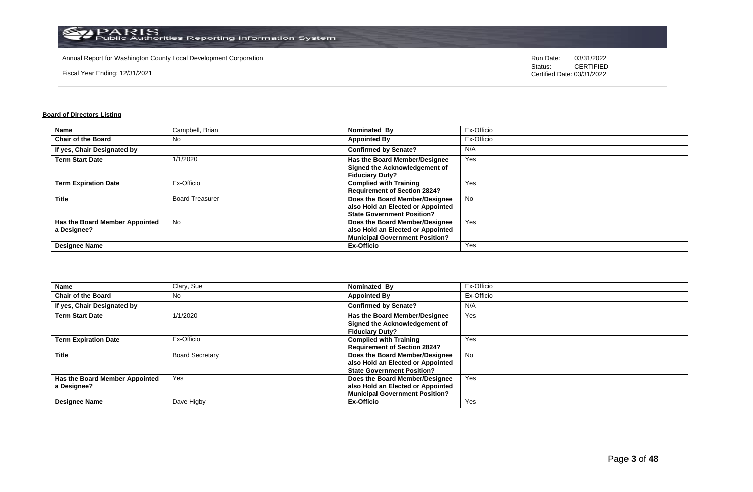Annual Report for Washington County Local Development Corporation

Fiscal Year Ending: 12/31/2021

Run Date: 03/31/2022
Status: CERTIFIED
Certified Date: 03/31/2022

## Board of Directors Listing

| Name | Campbell, Brian | Nominated By | Ex-Officio |
|---|---|---|---|
| Chair of the Board | No | Appointed By | Ex-Officio |
| If yes, Chair Designated by | | Confirmed by Senate? | N/A |
| Term Start Date | 1/1/2020 | Has the Board Member/Designee Signed the Acknowledgement of Fiduciary Duty? | Yes |
| Term Expiration Date | Ex-Officio | Complied with Training Requirement of Section 2824? | Yes |
| Title | Board Treasurer | Does the Board Member/Designee also Hold an Elected or Appointed State Government Position? | No |
| Has the Board Member Appointed a Designee? | No | Does the Board Member/Designee also Hold an Elected or Appointed Municipal Government Position? | Yes |
| Designee Name | | Ex-Officio | Yes |

| Name | Clary, Sue | Nominated By | Ex-Officio |
|---|---|---|---|
| Chair of the Board | No | Appointed By | Ex-Officio |
| If yes, Chair Designated by | | Confirmed by Senate? | N/A |
| Term Start Date | 1/1/2020 | Has the Board Member/Designee Signed the Acknowledgement of Fiduciary Duty? | Yes |
| Term Expiration Date | Ex-Officio | Complied with Training Requirement of Section 2824? | Yes |
| Title | Board Secretary | Does the Board Member/Designee also Hold an Elected or Appointed State Government Position? | No |
| Has the Board Member Appointed a Designee? | Yes | Does the Board Member/Designee also Hold an Elected or Appointed Municipal Government Position? | Yes |
| Designee Name | Dave Higby | Ex-Officio | Yes |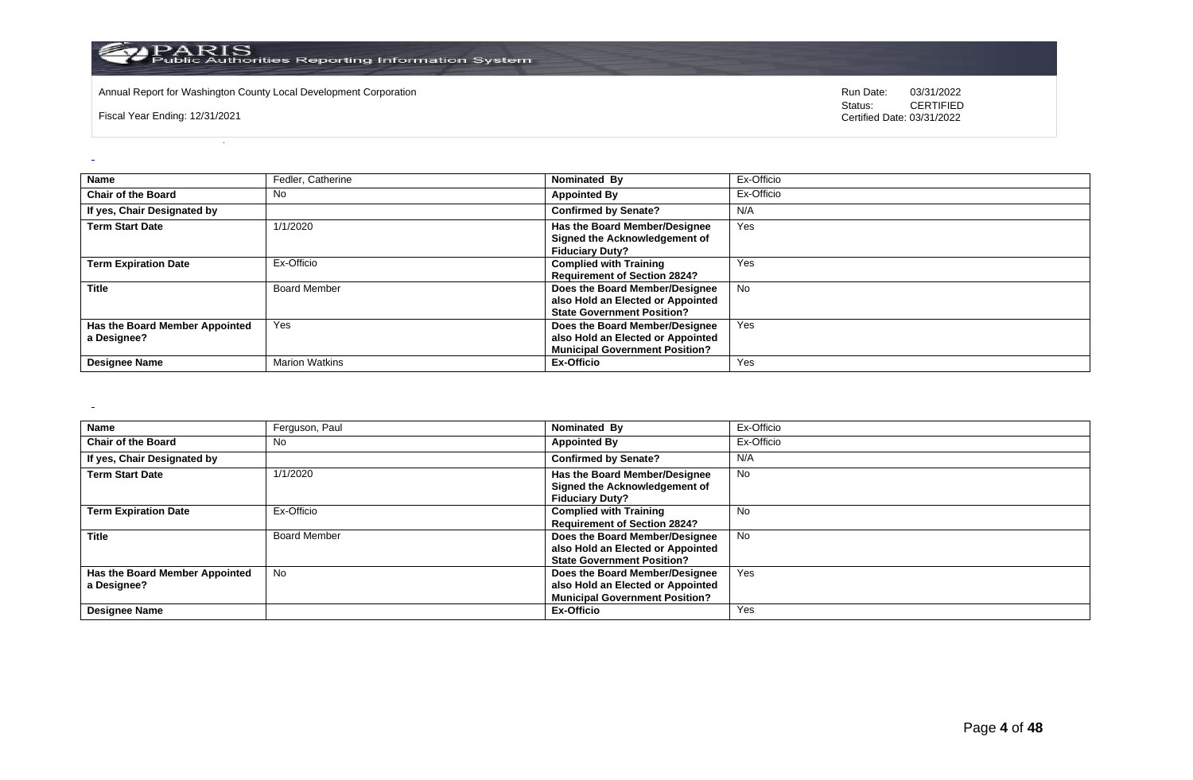Annual Report for Washington County Local Development Corporation

Fiscal Year Ending: 12/31/2021

Run Date: 03/31/2022
Status: CERTIFIED
Certified Date: 03/31/2022

| | | | |
|---|---|---|---|
| **Name** | Fedler, Catherine | **Nominated By** | Ex-Officio |
| **Chair of the Board** | No | **Appointed By** | Ex-Officio |
| **If yes, Chair Designated by** | | **Confirmed by Senate?** | N/A |
| **Term Start Date** | 1/1/2020 | **Has the Board Member/Designee Signed the Acknowledgement of Fiduciary Duty?** | Yes |
| **Term Expiration Date** | Ex-Officio | **Complied with Training Requirement of Section 2824?** | Yes |
| **Title** | Board Member | **Does the Board Member/Designee also Hold an Elected or Appointed State Government Position?** | No |
| **Has the Board Member Appointed a Designee?** | Yes | **Does the Board Member/Designee also Hold an Elected or Appointed Municipal Government Position?** | Yes |
| **Designee Name** | Marion Watkins | **Ex-Officio** | Yes |

| | | | |
|---|---|---|---|
| **Name** | Ferguson, Paul | **Nominated By** | Ex-Officio |
| **Chair of the Board** | No | **Appointed By** | Ex-Officio |
| **If yes, Chair Designated by** | | **Confirmed by Senate?** | N/A |
| **Term Start Date** | 1/1/2020 | **Has the Board Member/Designee Signed the Acknowledgement of Fiduciary Duty?** | No |
| **Term Expiration Date** | Ex-Officio | **Complied with Training Requirement of Section 2824?** | No |
| **Title** | Board Member | **Does the Board Member/Designee also Hold an Elected or Appointed State Government Position?** | No |
| **Has the Board Member Appointed a Designee?** | No | **Does the Board Member/Designee also Hold an Elected or Appointed Municipal Government Position?** | Yes |
| **Designee Name** | | **Ex-Officio** | Yes |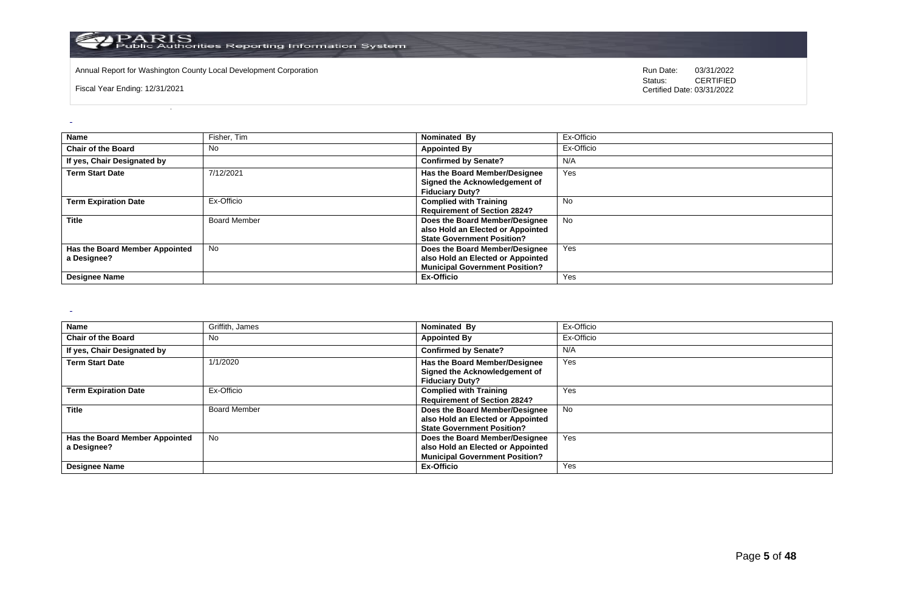Annual Report for Washington County Local Development Corporation

Fiscal Year Ending: 12/31/2021

Run Date: 03/31/2022
Status: CERTIFIED
Certified Date: 03/31/2022

| **Name** | Fisher, Tim | **Nominated By** | Ex-Officio |
|---|---|---|---|
| **Chair of the Board** | No | **Appointed By** | Ex-Officio |
| **If yes, Chair Designated by** | | **Confirmed by Senate?** | N/A |
| **Term Start Date** | 7/12/2021 | **Has the Board Member/Designee Signed the Acknowledgement of Fiduciary Duty?** | Yes |
| **Term Expiration Date** | Ex-Officio | **Complied with Training Requirement of Section 2824?** | No |
| **Title** | Board Member | **Does the Board Member/Designee also Hold an Elected or Appointed State Government Position?** | No |
| **Has the Board Member Appointed a Designee?** | No | **Does the Board Member/Designee also Hold an Elected or Appointed Municipal Government Position?** | Yes |
| **Designee Name** | | **Ex-Officio** | Yes |

| **Name** | Griffith, James | **Nominated By** | Ex-Officio |
|---|---|---|---|
| **Chair of the Board** | No | **Appointed By** | Ex-Officio |
| **If yes, Chair Designated by** | | **Confirmed by Senate?** | N/A |
| **Term Start Date** | 1/1/2020 | **Has the Board Member/Designee Signed the Acknowledgement of Fiduciary Duty?** | Yes |
| **Term Expiration Date** | Ex-Officio | **Complied with Training Requirement of Section 2824?** | Yes |
| **Title** | Board Member | **Does the Board Member/Designee also Hold an Elected or Appointed State Government Position?** | No |
| **Has the Board Member Appointed a Designee?** | No | **Does the Board Member/Designee also Hold an Elected or Appointed Municipal Government Position?** | Yes |
| **Designee Name** | | **Ex-Officio** | Yes |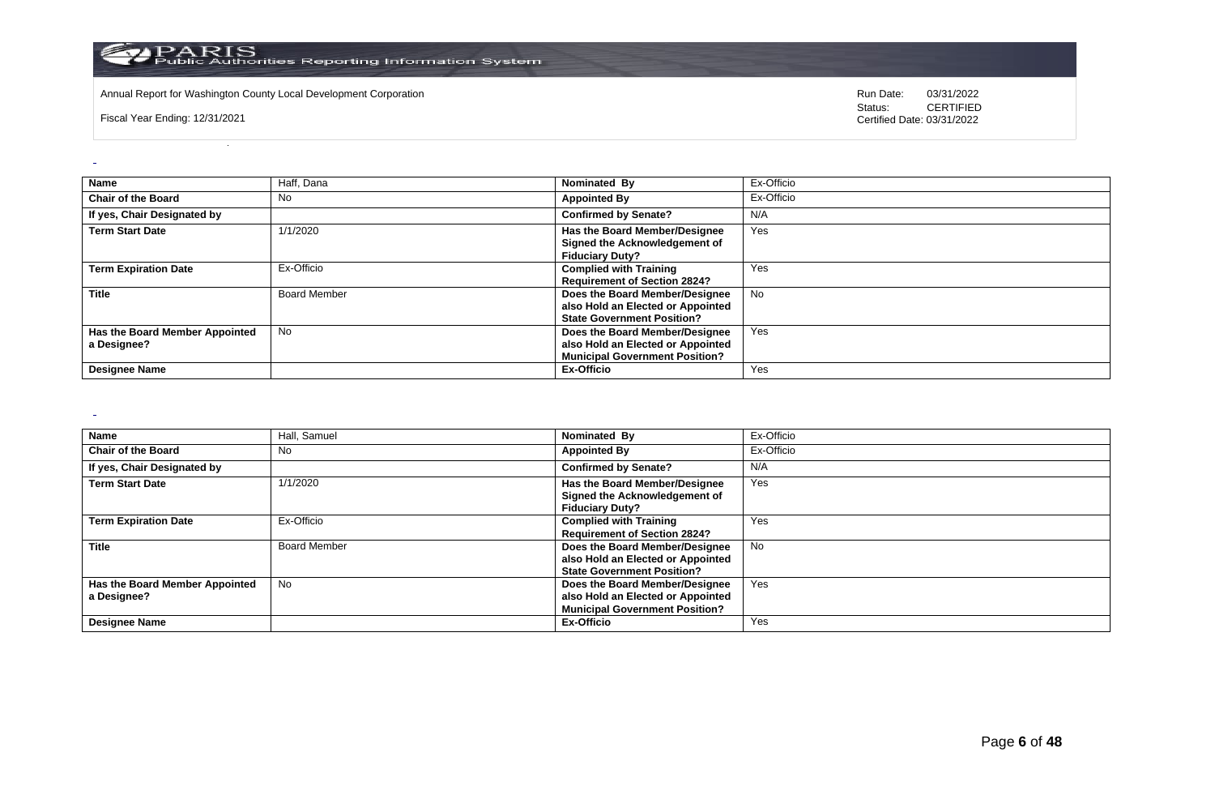Annual Report for Washington County Local Development Corporation

Fiscal Year Ending: 12/31/2021

Run Date: 03/31/2022
Status: CERTIFIED
Certified Date: 03/31/2022

| **Name** | Haff, Dana | **Nominated By** | Ex-Officio |
|---|---|---|---|
| **Chair of the Board** | No | **Appointed By** | Ex-Officio |
| **If yes, Chair Designated by** | | **Confirmed by Senate?** | N/A |
| **Term Start Date** | 1/1/2020 | **Has the Board Member/Designee Signed the Acknowledgement of Fiduciary Duty?** | Yes |
| **Term Expiration Date** | Ex-Officio | **Complied with Training Requirement of Section 2824?** | Yes |
| **Title** | Board Member | **Does the Board Member/Designee also Hold an Elected or Appointed State Government Position?** | No |
| **Has the Board Member Appointed a Designee?** | No | **Does the Board Member/Designee also Hold an Elected or Appointed Municipal Government Position?** | Yes |
| **Designee Name** | | **Ex-Officio** | Yes |

| **Name** | Hall, Samuel | **Nominated By** | Ex-Officio |
|---|---|---|---|
| **Chair of the Board** | No | **Appointed By** | Ex-Officio |
| **If yes, Chair Designated by** | | **Confirmed by Senate?** | N/A |
| **Term Start Date** | 1/1/2020 | **Has the Board Member/Designee Signed the Acknowledgement of Fiduciary Duty?** | Yes |
| **Term Expiration Date** | Ex-Officio | **Complied with Training Requirement of Section 2824?** | Yes |
| **Title** | Board Member | **Does the Board Member/Designee also Hold an Elected or Appointed State Government Position?** | No |
| **Has the Board Member Appointed a Designee?** | No | **Does the Board Member/Designee also Hold an Elected or Appointed Municipal Government Position?** | Yes |
| **Designee Name** | | **Ex-Officio** | Yes |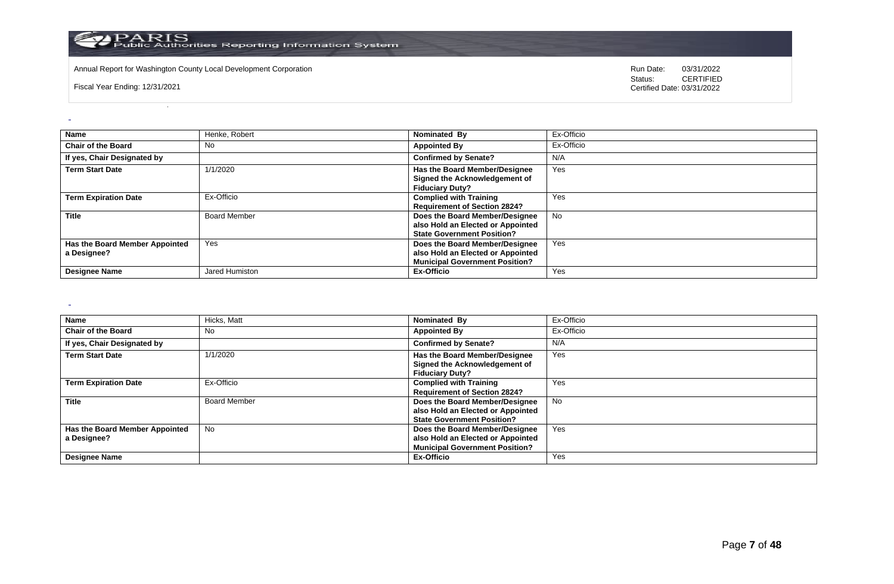| Name | Henke, Robert | Nominated By | Ex-Officio |
|---|---|---|---|
| Chair of the Board | No | Appointed By | Ex-Officio |
| If yes, Chair Designated by | | Confirmed by Senate? | N/A |
| Term Start Date | 1/1/2020 | Has the Board Member/Designee Signed the Acknowledgement of Fiduciary Duty? | Yes |
| Term Expiration Date | Ex-Officio | Complied with Training Requirement of Section 2824? | Yes |
| Title | Board Member | Does the Board Member/Designee also Hold an Elected or Appointed State Government Position? | No |
| Has the Board Member Appointed a Designee? | Yes | Does the Board Member/Designee also Hold an Elected or Appointed Municipal Government Position? | Yes |
| Designee Name | Jared Humiston | Ex-Officio | Yes |

| Name | Hicks, Matt | Nominated By | Ex-Officio |
|---|---|---|---|
| Chair of the Board | No | Appointed By | Ex-Officio |
| If yes, Chair Designated by | | Confirmed by Senate? | N/A |
| Term Start Date | 1/1/2020 | Has the Board Member/Designee Signed the Acknowledgement of Fiduciary Duty? | Yes |
| Term Expiration Date | Ex-Officio | Complied with Training Requirement of Section 2824? | Yes |
| Title | Board Member | Does the Board Member/Designee also Hold an Elected or Appointed State Government Position? | No |
| Has the Board Member Appointed a Designee? | No | Does the Board Member/Designee also Hold an Elected or Appointed Municipal Government Position? | Yes |
| Designee Name | | Ex-Officio | Yes |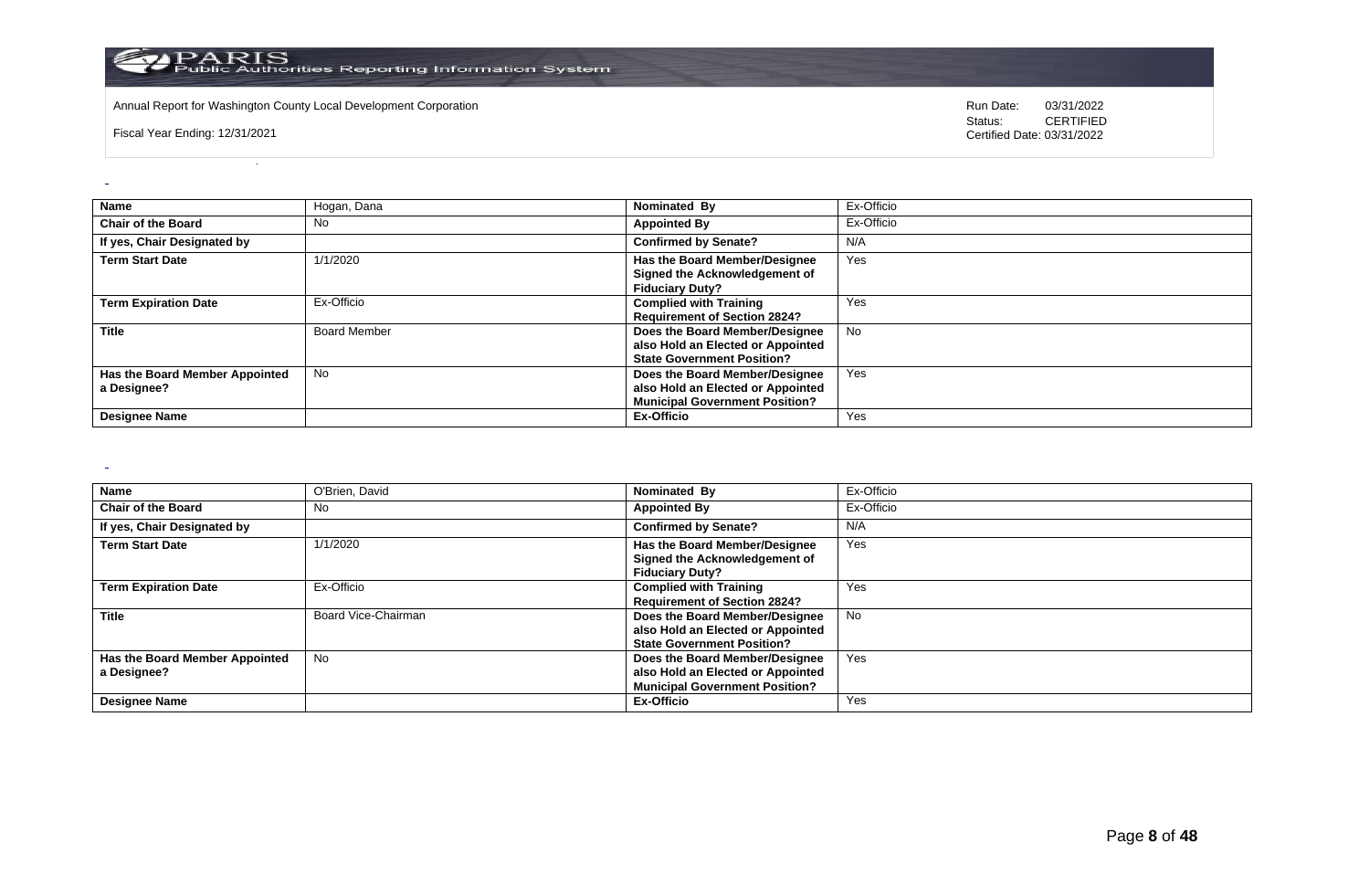| Name | Hogan, Dana | Nominated By | Ex-Officio |
|---|---|---|---|
| Chair of the Board | No | Appointed By | Ex-Officio |
| If yes, Chair Designated by | | Confirmed by Senate? | N/A |
| Term Start Date | 1/1/2020 | Has the Board Member/Designee Signed the Acknowledgement of Fiduciary Duty? | Yes |
| Term Expiration Date | Ex-Officio | Complied with Training Requirement of Section 2824? | Yes |
| Title | Board Member | Does the Board Member/Designee also Hold an Elected or Appointed State Government Position? | No |
| Has the Board Member Appointed a Designee? | No | Does the Board Member/Designee also Hold an Elected or Appointed Municipal Government Position? | Yes |
| Designee Name | | Ex-Officio | Yes |

| Name | O'Brien, David | Nominated By | Ex-Officio |
|---|---|---|---|
| Chair of the Board | No | Appointed By | Ex-Officio |
| If yes, Chair Designated by | | Confirmed by Senate? | N/A |
| Term Start Date | 1/1/2020 | Has the Board Member/Designee Signed the Acknowledgement of Fiduciary Duty? | Yes |
| Term Expiration Date | Ex-Officio | Complied with Training Requirement of Section 2824? | Yes |
| Title | Board Vice-Chairman | Does the Board Member/Designee also Hold an Elected or Appointed State Government Position? | No |
| Has the Board Member Appointed a Designee? | No | Does the Board Member/Designee also Hold an Elected or Appointed Municipal Government Position? | Yes |
| Designee Name | | Ex-Officio | Yes |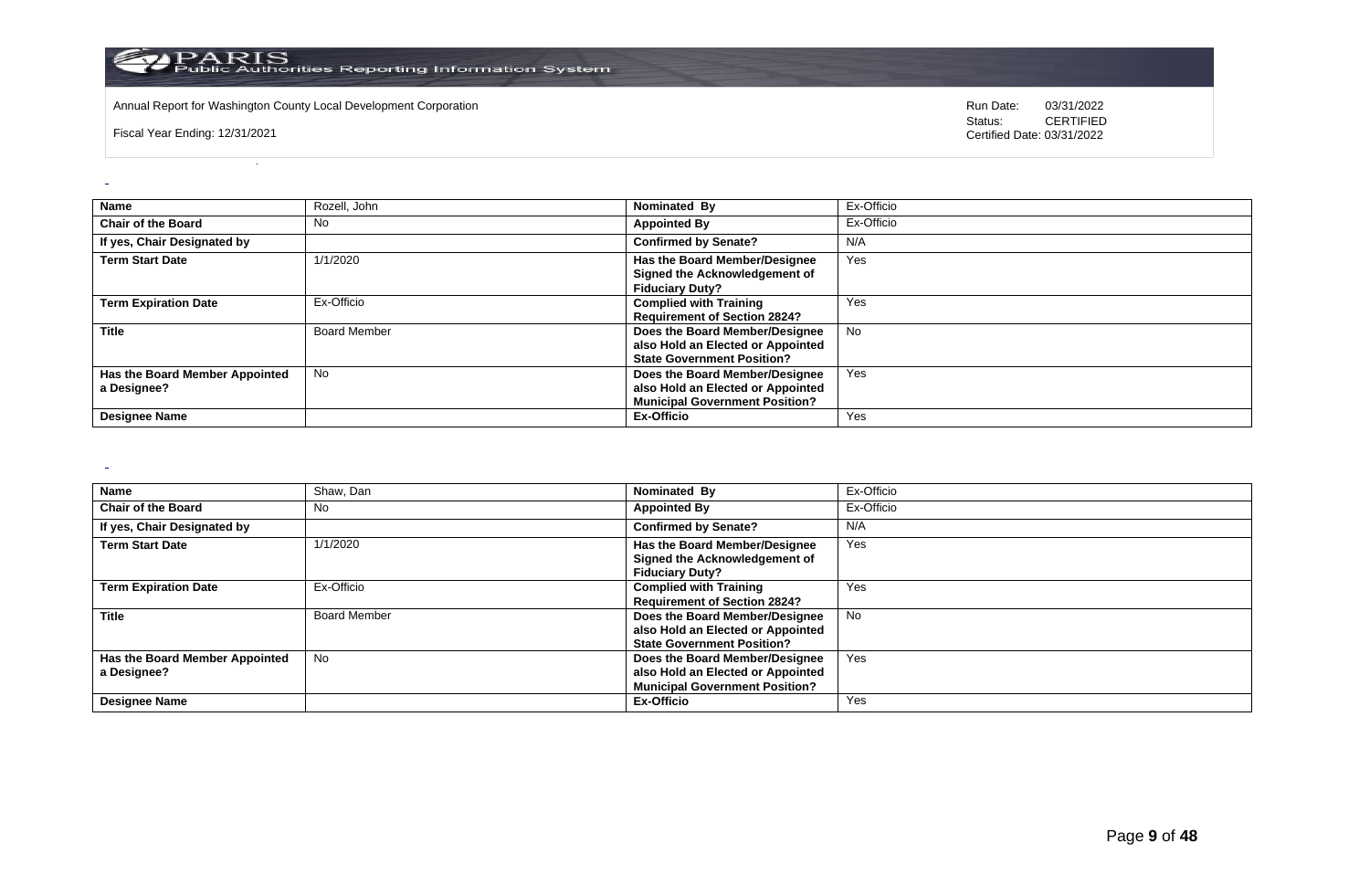Annual Report for Washington County Local Development Corporation

Fiscal Year Ending: 12/31/2021

Run Date: 03/31/2022
Status: CERTIFIED
Certified Date: 03/31/2022

| **Name** | Rozell, John | **Nominated By** | Ex-Officio |
|---|---|---|---|
| **Chair of the Board** | No | **Appointed By** | Ex-Officio |
| **If yes, Chair Designated by** | | **Confirmed by Senate?** | N/A |
| **Term Start Date** | 1/1/2020 | **Has the Board Member/Designee Signed the Acknowledgement of Fiduciary Duty?** | Yes |
| **Term Expiration Date** | Ex-Officio | **Complied with Training Requirement of Section 2824?** | Yes |
| **Title** | Board Member | **Does the Board Member/Designee also Hold an Elected or Appointed State Government Position?** | No |
| **Has the Board Member Appointed a Designee?** | No | **Does the Board Member/Designee also Hold an Elected or Appointed Municipal Government Position?** | Yes |
| **Designee Name** | | **Ex-Officio** | Yes |

| **Name** | Shaw, Dan | **Nominated By** | Ex-Officio |
|---|---|---|---|
| **Chair of the Board** | No | **Appointed By** | Ex-Officio |
| **If yes, Chair Designated by** | | **Confirmed by Senate?** | N/A |
| **Term Start Date** | 1/1/2020 | **Has the Board Member/Designee Signed the Acknowledgement of Fiduciary Duty?** | Yes |
| **Term Expiration Date** | Ex-Officio | **Complied with Training Requirement of Section 2824?** | Yes |
| **Title** | Board Member | **Does the Board Member/Designee also Hold an Elected or Appointed State Government Position?** | No |
| **Has the Board Member Appointed a Designee?** | No | **Does the Board Member/Designee also Hold an Elected or Appointed Municipal Government Position?** | Yes |
| **Designee Name** | | **Ex-Officio** | Yes |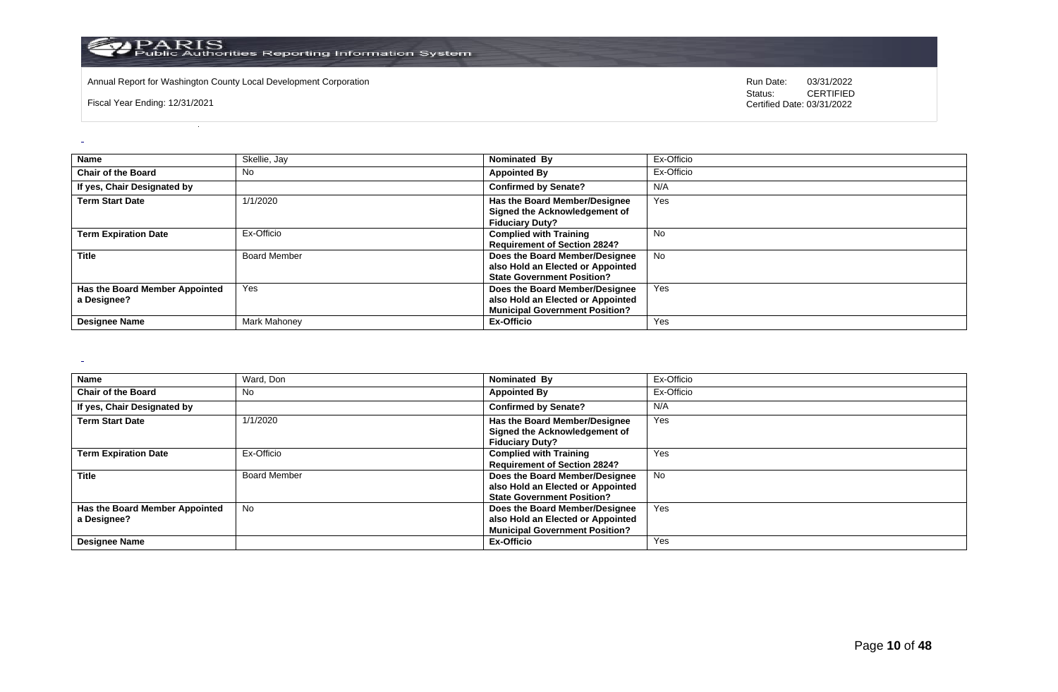| Name | Skellie, Jay | Nominated By | Ex-Officio |
|---|---|---|---|
| Chair of the Board | No | Appointed By | Ex-Officio |
| If yes, Chair Designated by | | Confirmed by Senate? | N/A |
| Term Start Date | 1/1/2020 | Has the Board Member/Designee Signed the Acknowledgement of Fiduciary Duty? | Yes |
| Term Expiration Date | Ex-Officio | Complied with Training Requirement of Section 2824? | No |
| Title | Board Member | Does the Board Member/Designee also Hold an Elected or Appointed State Government Position? | No |
| Has the Board Member Appointed a Designee? | Yes | Does the Board Member/Designee also Hold an Elected or Appointed Municipal Government Position? | Yes |
| Designee Name | Mark Mahoney | Ex-Officio | Yes |

| Name | Ward, Don | Nominated By | Ex-Officio |
|---|---|---|---|
| Chair of the Board | No | Appointed By | Ex-Officio |
| If yes, Chair Designated by | | Confirmed by Senate? | N/A |
| Term Start Date | 1/1/2020 | Has the Board Member/Designee Signed the Acknowledgement of Fiduciary Duty? | Yes |
| Term Expiration Date | Ex-Officio | Complied with Training Requirement of Section 2824? | Yes |
| Title | Board Member | Does the Board Member/Designee also Hold an Elected or Appointed State Government Position? | No |
| Has the Board Member Appointed a Designee? | No | Does the Board Member/Designee also Hold an Elected or Appointed Municipal Government Position? | Yes |
| Designee Name | | Ex-Officio | Yes |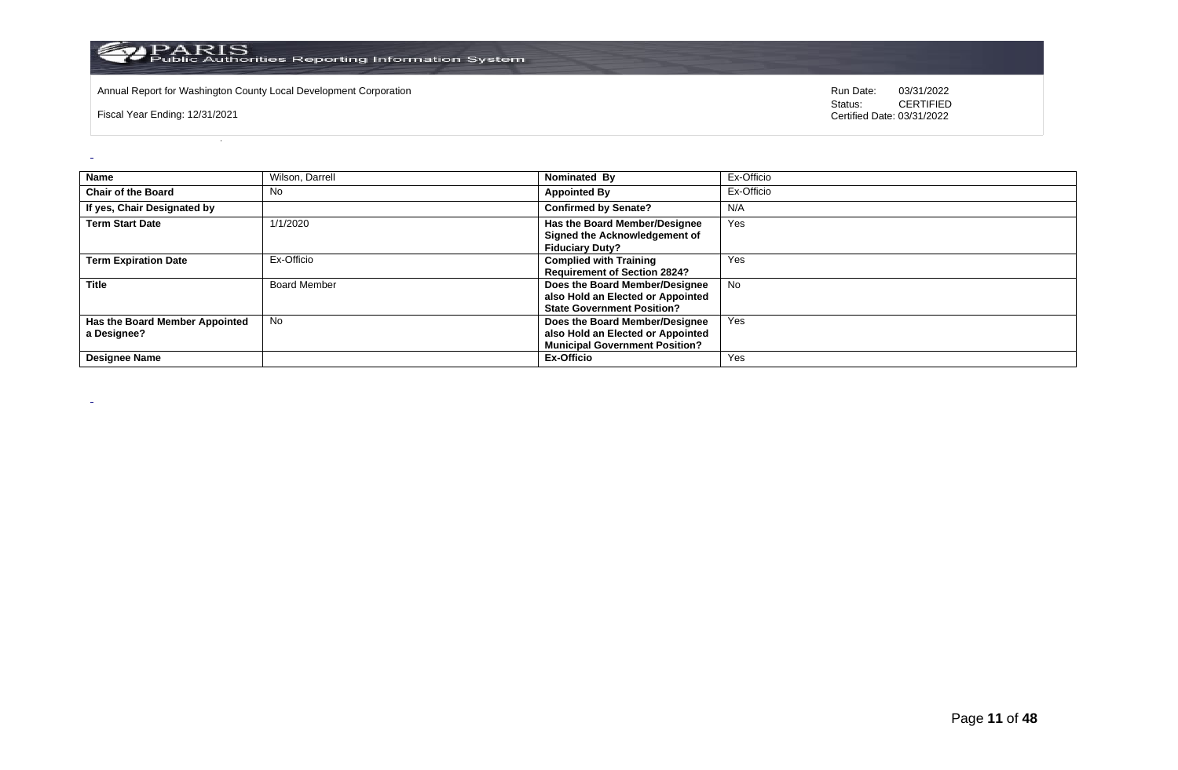Annual Report for Washington County Local Development Corporation

Fiscal Year Ending: 12/31/2021

Run Date: 03/31/2022
Status: CERTIFIED
Certified Date: 03/31/2022

| Name | Wilson, Darrell | Nominated By | Ex-Officio |
|---|---|---|---|
| Chair of the Board | No | Appointed By | Ex-Officio |
| If yes, Chair Designated by | | Confirmed by Senate? | N/A |
| Term Start Date | 1/1/2020 | Has the Board Member/Designee Signed the Acknowledgement of Fiduciary Duty? | Yes |
| Term Expiration Date | Ex-Officio | Complied with Training Requirement of Section 2824? | Yes |
| Title | Board Member | Does the Board Member/Designee also Hold an Elected or Appointed State Government Position? | No |
| Has the Board Member Appointed a Designee? | No | Does the Board Member/Designee also Hold an Elected or Appointed Municipal Government Position? | Yes |
| Designee Name | | Ex-Officio | Yes |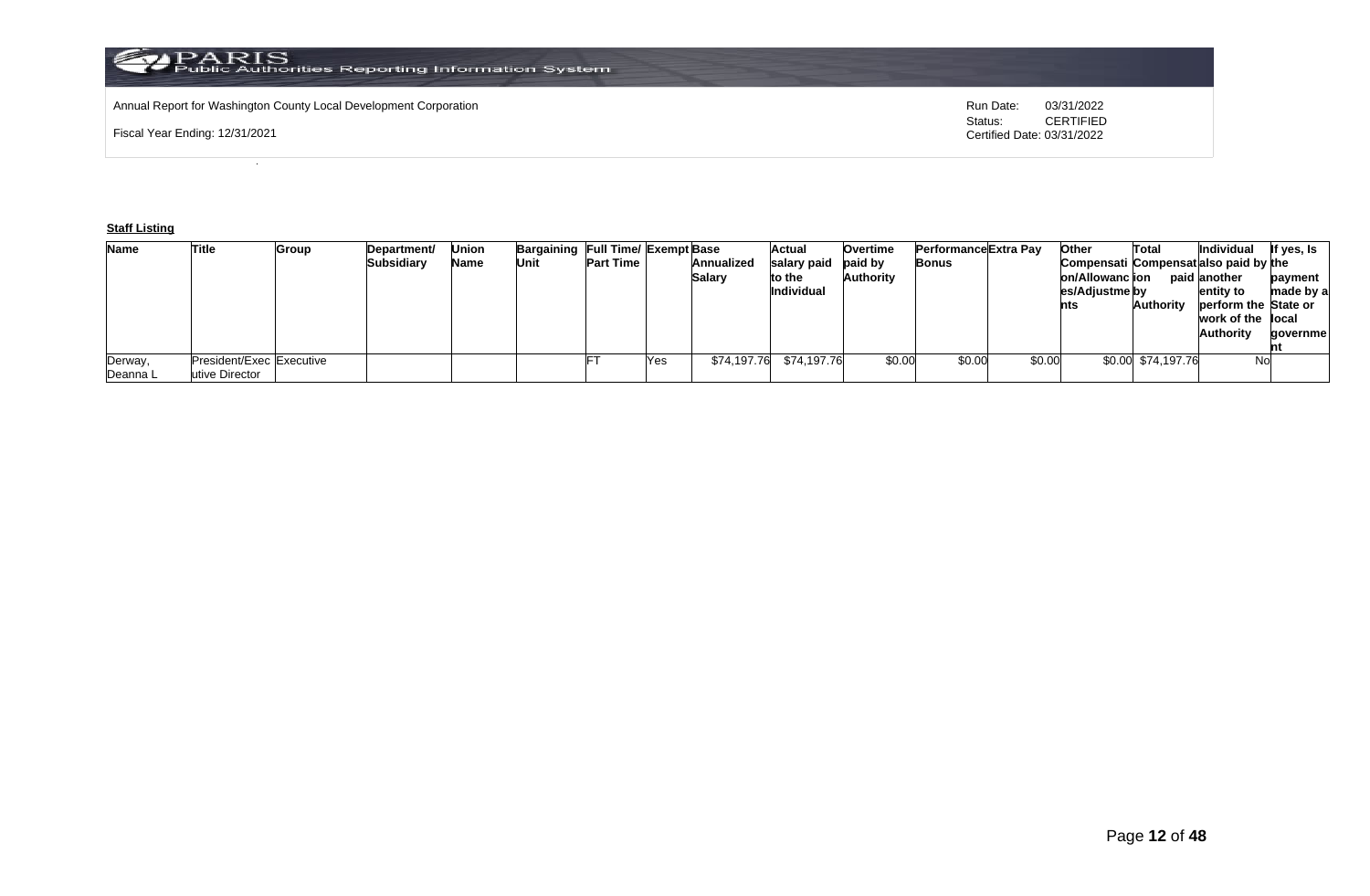Annual Report for Washington County Local Development Corporation

Fiscal Year Ending: 12/31/2021

Run Date: 03/31/2022
Status: CERTIFIED
Certified Date: 03/31/2022

**Staff Listing**

| Name | Title | Group | Department/ Subsidiary | Union Name | Bargaining Unit | Full Time/ Part Time | Exempt | Base Annualized Salary | Actual salary paid to the Individual | Overtime paid by Authority | Performance Bonus | Extra Pay | Other Compensation/Allowances/Adjustments | Total Compensation paid by Authority | Individual also paid by another entity to perform the work of the Authority | If yes, Is the payment made by a State or local government |
|---|---|---|---|---|---|---|---|---|---|---|---|---|---|---|---|---|
| Derway, Deanna L | President/Executive Director | Executive | | | | FT | Yes | $74,197.76 | $74,197.76 | $0.00 | $0.00 | $0.00 | $0.00 | $74,197.76 | No | |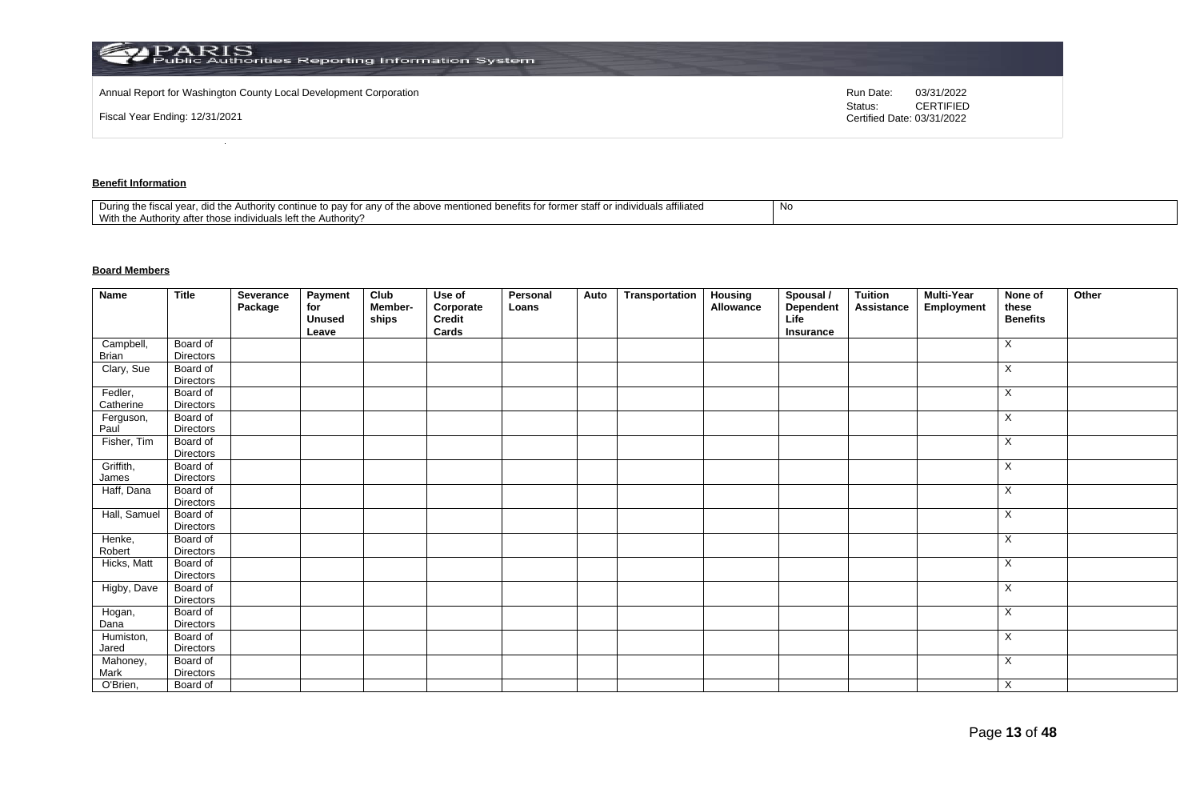Annual Report for Washington County Local Development Corporation

Fiscal Year Ending: 12/31/2021

Run Date: 03/31/2022
Status: CERTIFIED
Certified Date: 03/31/2022

**Benefit Information**

| During the fiscal year, did the Authority continue to pay for any of the above mentioned benefits for former staff or individuals affiliated With the Authority after those individuals left the Authority? | No |
|---|---|

**Board Members**

| Name | Title | Severance Package | Payment for Unused Leave | Club Member-ships | Use of Corporate Credit Cards | Personal Loans | Auto | Transportation | Housing Allowance | Spousal / Dependent Life Insurance | Tuition Assistance | Multi-Year Employment | None of these Benefits | Other |
|---|---|---|---|---|---|---|---|---|---|---|---|---|---|---|
| Campbell, Brian | Board of Directors | | | | | | | | | | | | X | |
| Clary, Sue | Board of Directors | | | | | | | | | | | | X | |
| Fedler, Catherine | Board of Directors | | | | | | | | | | | | X | |
| Ferguson, Paul | Board of Directors | | | | | | | | | | | | X | |
| Fisher, Tim | Board of Directors | | | | | | | | | | | | X | |
| Griffith, James | Board of Directors | | | | | | | | | | | | X | |
| Haff, Dana | Board of Directors | | | | | | | | | | | | X | |
| Hall, Samuel | Board of Directors | | | | | | | | | | | | X | |
| Henke, Robert | Board of Directors | | | | | | | | | | | | X | |
| Hicks, Matt | Board of Directors | | | | | | | | | | | | X | |
| Higby, Dave | Board of Directors | | | | | | | | | | | | X | |
| Hogan, Dana | Board of Directors | | | | | | | | | | | | X | |
| Humiston, Jared | Board of Directors | | | | | | | | | | | | X | |
| Mahoney, Mark | Board of Directors | | | | | | | | | | | | X | |
| O'Brien, | Board of | | | | | | | | | | | | X | |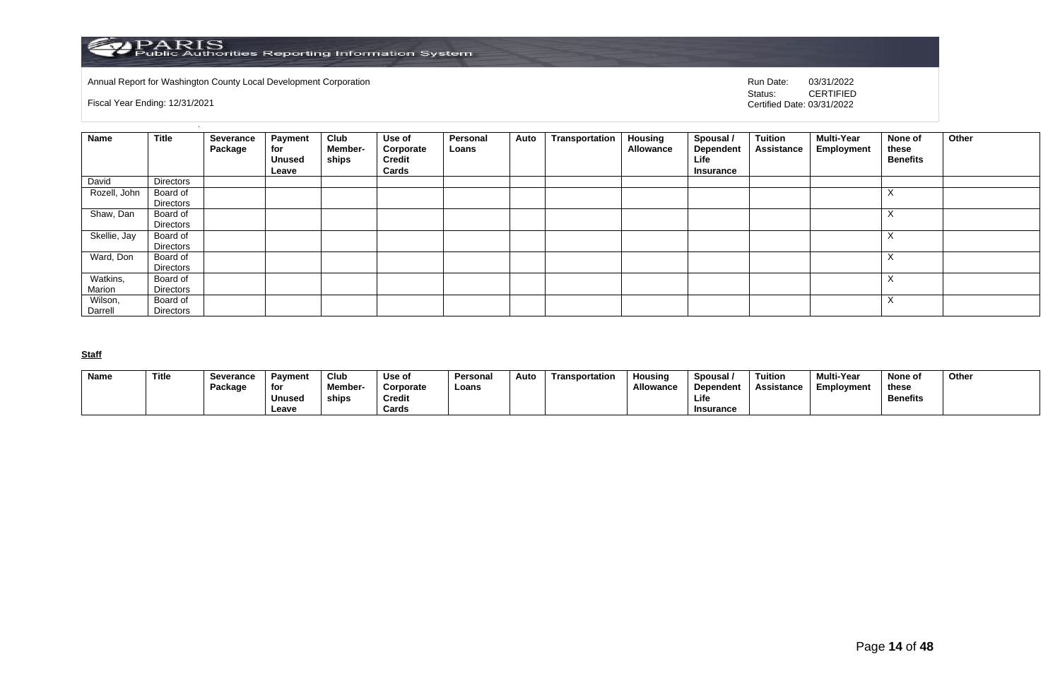Annual Report for Washington County Local Development Corporation

Fiscal Year Ending: 12/31/2021

Run Date: 03/31/2022
Status: CERTIFIED
Certified Date: 03/31/2022

| Name | Title | Severance Package | Payment for Unused Leave | Club Member-ships | Use of Corporate Credit Cards | Personal Loans | Auto | Transportation | Housing Allowance | Spousal / Dependent Life Insurance | Tuition Assistance | Multi-Year Employment | None of these Benefits | Other |
|---|---|---|---|---|---|---|---|---|---|---|---|---|---|---|
| David | Directors | | | | | | | | | | | | | |
| Rozell, John | Board of Directors | | | | | | | | | | | | X | |
| Shaw, Dan | Board of Directors | | | | | | | | | | | | X | |
| Skellie, Jay | Board of Directors | | | | | | | | | | | | X | |
| Ward, Don | Board of Directors | | | | | | | | | | | | X | |
| Watkins, Marion | Board of Directors | | | | | | | | | | | | X | |
| Wilson, Darrell | Board of Directors | | | | | | | | | | | | X | |

**Staff**

| Name | Title | Severance Package | Payment for Unused Leave | Club Member-ships | Use of Corporate Credit Cards | Personal Loans | Auto | Transportation | Housing Allowance | Spousal / Dependent Life Insurance | Tuition Assistance | Multi-Year Employment | None of these Benefits | Other |
|---|---|---|---|---|---|---|---|---|---|---|---|---|---|---|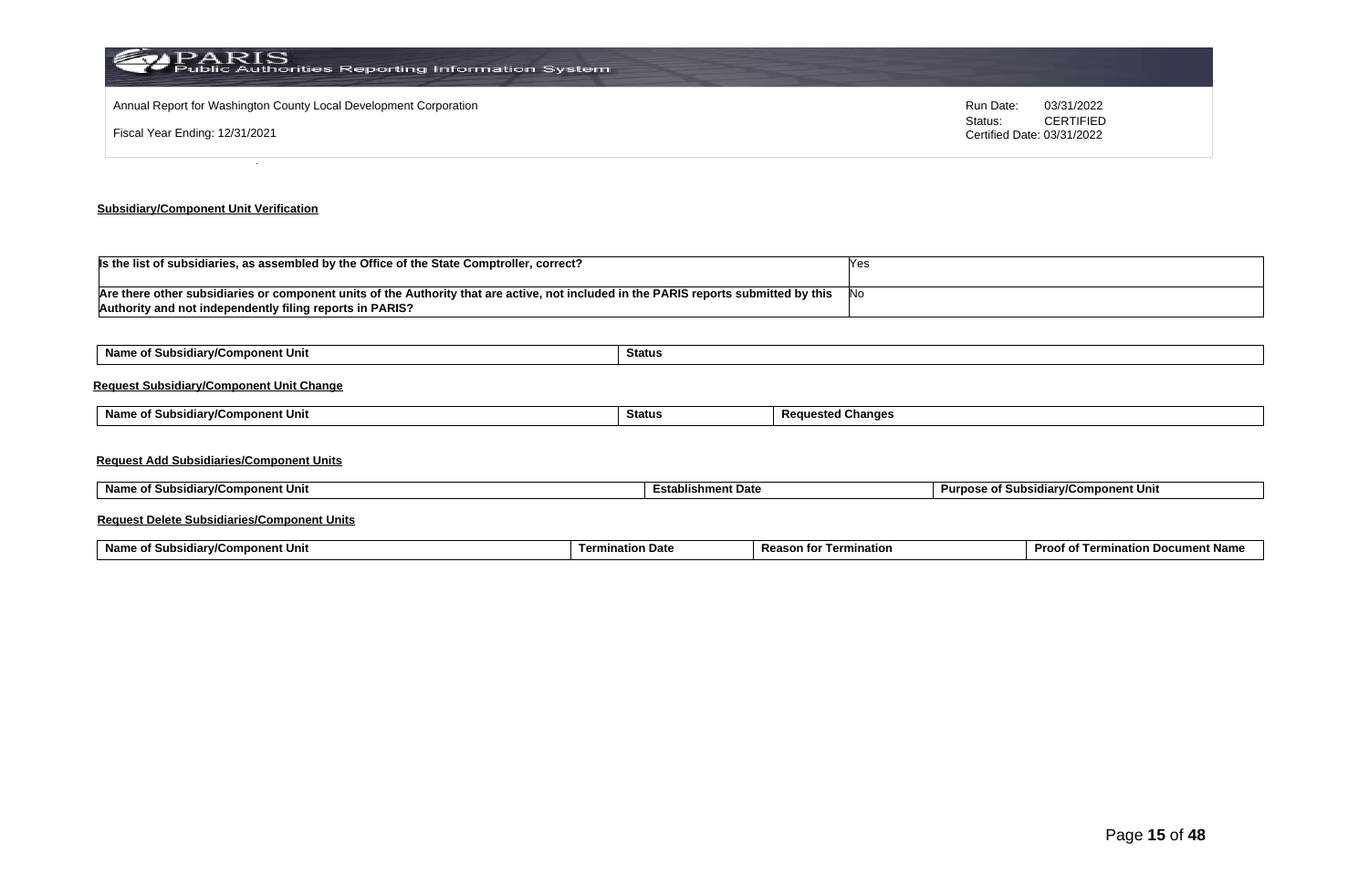Annual Report for Washington County Local Development Corporation

Fiscal Year Ending: 12/31/2021

Run Date: 03/31/2022
Status: CERTIFIED
Certified Date: 03/31/2022

**Subsidiary/Component Unit Verification**

| | |
|---|---|
| **Is the list of subsidiaries, as assembled by the Office of the State Comptroller, correct?** | Yes |
| **Are there other subsidiaries or component units of the Authority that are active, not included in the PARIS reports submitted by this Authority and not independently filing reports in PARIS?** | No |

| Name of Subsidiary/Component Unit | Status |
|---|---|

**Request Subsidiary/Component Unit Change**

| Name of Subsidiary/Component Unit | Status | Requested Changes |
|---|---|---|

**Request Add Subsidiaries/Component Units**

| Name of Subsidiary/Component Unit | Establishment Date | Purpose of Subsidiary/Component Unit |
|---|---|---|

**Request Delete Subsidiaries/Component Units**

| Name of Subsidiary/Component Unit | Termination Date | Reason for Termination | Proof of Termination Document Name |
|---|---|---|---|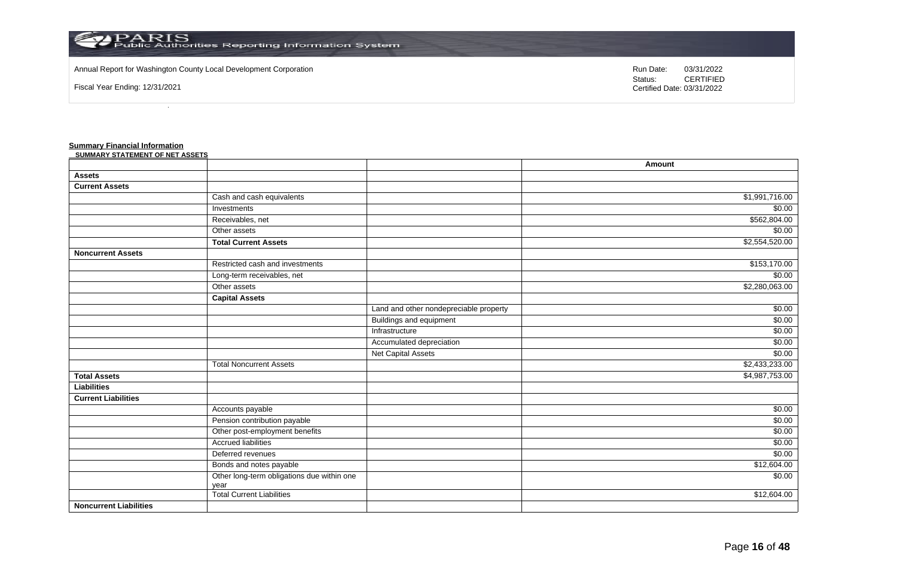Annual Report for Washington County Local Development Corporation

Fiscal Year Ending: 12/31/2021

Run Date: 03/31/2022
Status: CERTIFIED
Certified Date: 03/31/2022

**Summary Financial Information**

**SUMMARY STATEMENT OF NET ASSETS**

| | | | Amount |
|---|---|---|---|
| **Assets** | | | |
| **Current Assets** | | | |
| | Cash and cash equivalents | | $1,991,716.00 |
| | Investments | | $0.00 |
| | Receivables, net | | $562,804.00 |
| | Other assets | | $0.00 |
| | **Total Current Assets** | | $2,554,520.00 |
| **Noncurrent Assets** | | | |
| | Restricted cash and investments | | $153,170.00 |
| | Long-term receivables, net | | $0.00 |
| | Other assets | | $2,280,063.00 |
| | **Capital Assets** | | |
| | | Land and other nondepreciable property | $0.00 |
| | | Buildings and equipment | $0.00 |
| | | Infrastructure | $0.00 |
| | | Accumulated depreciation | $0.00 |
| | | Net Capital Assets | $0.00 |
| | Total Noncurrent Assets | | $2,433,233.00 |
| **Total Assets** | | | $4,987,753.00 |
| **Liabilities** | | | |
| **Current Liabilities** | | | |
| | Accounts payable | | $0.00 |
| | Pension contribution payable | | $0.00 |
| | Other post-employment benefits | | $0.00 |
| | Accrued liabilities | | $0.00 |
| | Deferred revenues | | $0.00 |
| | Bonds and notes payable | | $12,604.00 |
| | Other long-term obligations due within one year | | $0.00 |
| | Total Current Liabilities | | $12,604.00 |
| **Noncurrent Liabilities** | | | |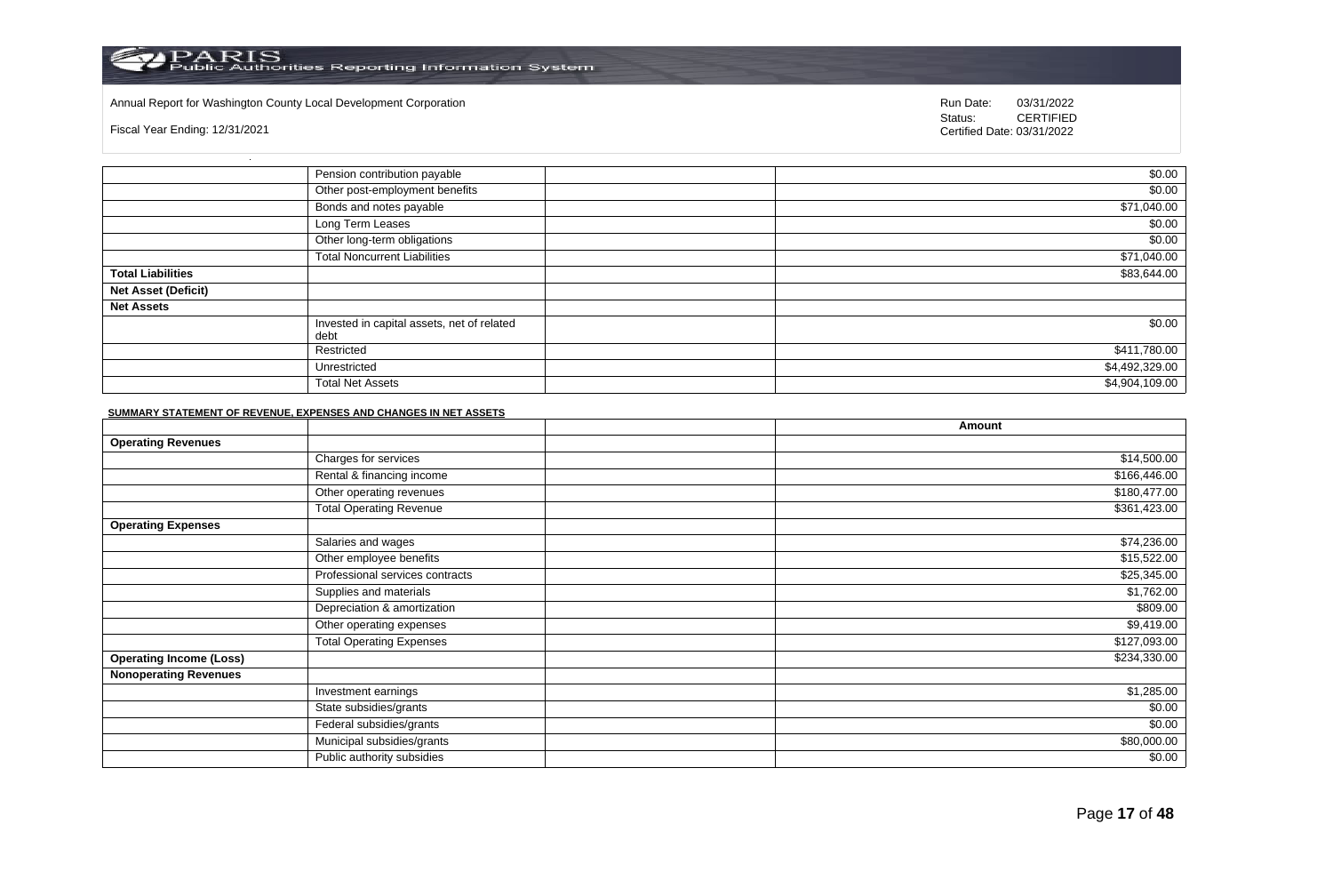Annual Report for Washington County Local Development Corporation

Fiscal Year Ending: 12/31/2021

Run Date: 03/31/2022
Status: CERTIFIED
Certified Date: 03/31/2022

| | | | |
|---|---|---|---|
| | Pension contribution payable | | $0.00 |
| | Other post-employment benefits | | $0.00 |
| | Bonds and notes payable | | $71,040.00 |
| | Long Term Leases | | $0.00 |
| | Other long-term obligations | | $0.00 |
| | Total Noncurrent Liabilities | | $71,040.00 |
| **Total Liabilities** | | | $83,644.00 |
| **Net Asset (Deficit)** | | | |
| **Net Assets** | | | |
| | Invested in capital assets, net of related debt | | $0.00 |
| | Restricted | | $411,780.00 |
| | Unrestricted | | $4,492,329.00 |
| | Total Net Assets | | $4,904,109.00 |

**SUMMARY STATEMENT OF REVENUE, EXPENSES AND CHANGES IN NET ASSETS**

| | | | Amount |
|---|---|---|---|
| **Operating Revenues** | | | |
| | Charges for services | | $14,500.00 |
| | Rental & financing income | | $166,446.00 |
| | Other operating revenues | | $180,477.00 |
| | Total Operating Revenue | | $361,423.00 |
| **Operating Expenses** | | | |
| | Salaries and wages | | $74,236.00 |
| | Other employee benefits | | $15,522.00 |
| | Professional services contracts | | $25,345.00 |
| | Supplies and materials | | $1,762.00 |
| | Depreciation & amortization | | $809.00 |
| | Other operating expenses | | $9,419.00 |
| | Total Operating Expenses | | $127,093.00 |
| **Operating Income (Loss)** | | | $234,330.00 |
| **Nonoperating Revenues** | | | |
| | Investment earnings | | $1,285.00 |
| | State subsidies/grants | | $0.00 |
| | Federal subsidies/grants | | $0.00 |
| | Municipal subsidies/grants | | $80,000.00 |
| | Public authority subsidies | | $0.00 |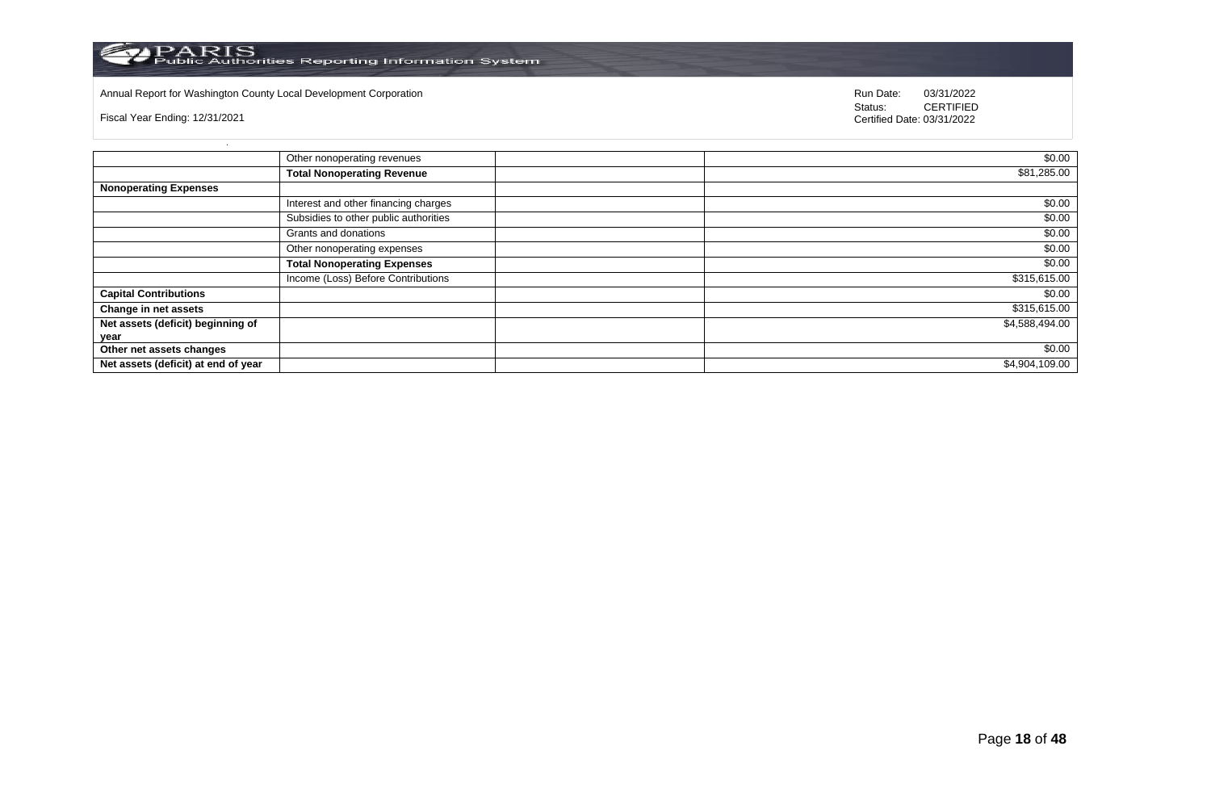Annual Report for Washington County Local Development Corporation

Fiscal Year Ending: 12/31/2021

Run Date: 03/31/2022
Status: CERTIFIED
Certified Date: 03/31/2022

| | | | |
|---|---|---|---|
| | Other nonoperating revenues | | $0.00 |
| | **Total Nonoperating Revenue** | | $81,285.00 |
| **Nonoperating Expenses** | | | |
| | Interest and other financing charges | | $0.00 |
| | Subsidies to other public authorities | | $0.00 |
| | Grants and donations | | $0.00 |
| | Other nonoperating expenses | | $0.00 |
| | **Total Nonoperating Expenses** | | $0.00 |
| | Income (Loss) Before Contributions | | $315,615.00 |
| **Capital Contributions** | | | $0.00 |
| **Change in net assets** | | | $315,615.00 |
| **Net assets (deficit) beginning of year** | | | $4,588,494.00 |
| **Other net assets changes** | | | $0.00 |
| **Net assets (deficit) at end of year** | | | $4,904,109.00 |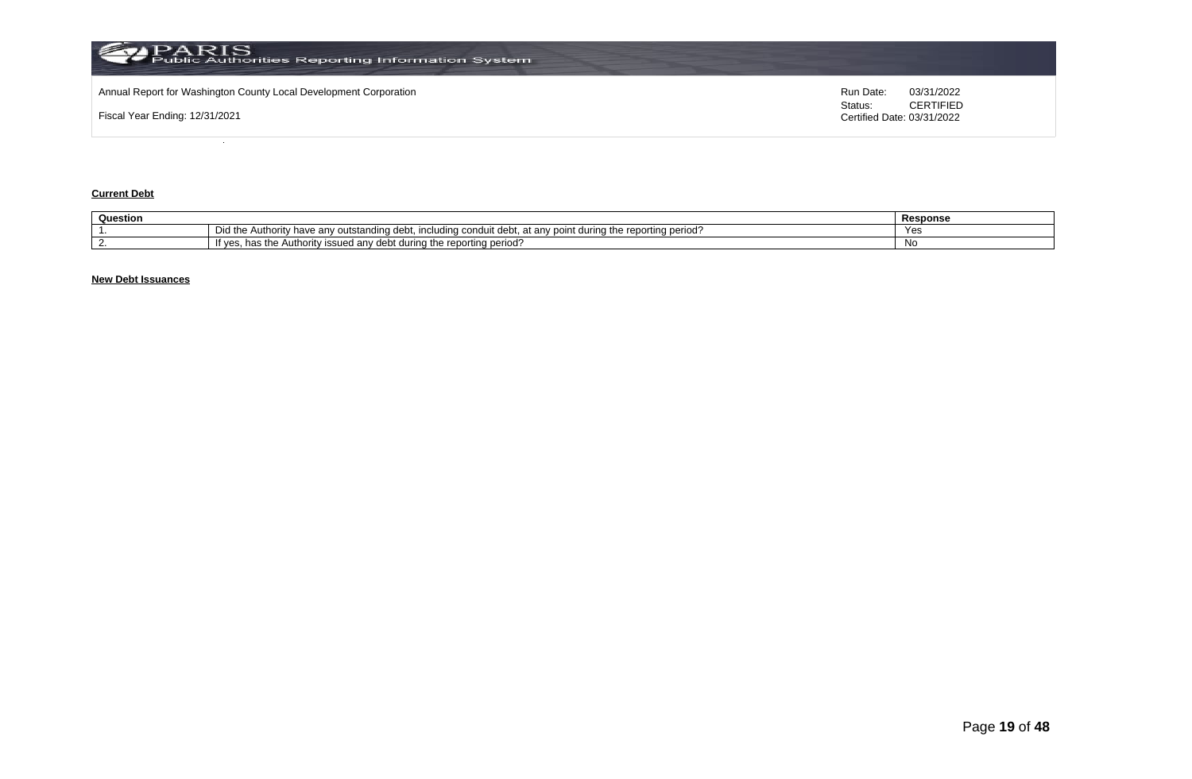**Current Debt**

| Question | | Response |
|---|---|---|
| 1. | Did the Authority have any outstanding debt, including conduit debt, at any point during the reporting period? | Yes |
| 2. | If yes, has the Authority issued any debt during the reporting period? | No |

**New Debt Issuances**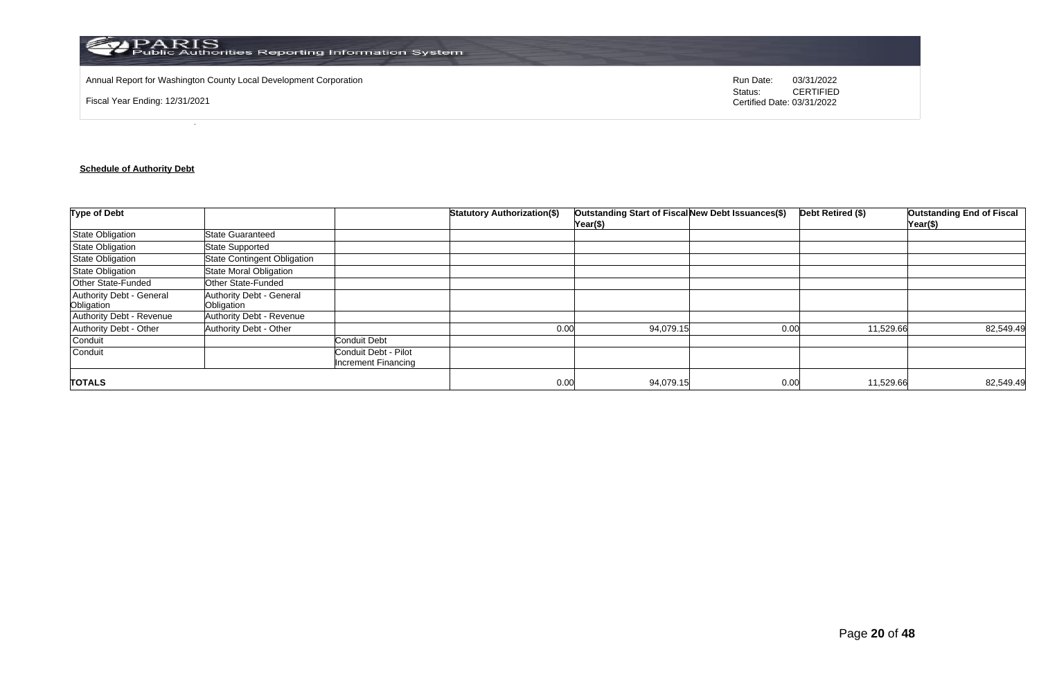Annual Report for Washington County Local Development Corporation

Fiscal Year Ending: 12/31/2021

Run Date: 03/31/2022
Status: CERTIFIED
Certified Date: 03/31/2022

**Schedule of Authority Debt**

| Type of Debt | | | Statutory Authorization($) | Outstanding Start of Fiscal Year($) | New Debt Issuances($) | Debt Retired ($) | Outstanding End of Fiscal Year($) |
|---|---|---|---|---|---|---|---|
| State Obligation | State Guaranteed | | | | | | |
| State Obligation | State Supported | | | | | | |
| State Obligation | State Contingent Obligation | | | | | | |
| State Obligation | State Moral Obligation | | | | | | |
| Other State-Funded | Other State-Funded | | | | | | |
| Authority Debt - General Obligation | Authority Debt - General Obligation | | | | | | |
| Authority Debt - Revenue | Authority Debt - Revenue | | | | | | |
| Authority Debt - Other | Authority Debt - Other | | 0.00 | 94,079.15 | 0.00 | 11,529.66 | 82,549.49 |
| Conduit | | Conduit Debt | | | | | |
| Conduit | | Conduit Debt - Pilot Increment Financing | | | | | |
| **TOTALS** | | | 0.00 | 94,079.15 | 0.00 | 11,529.66 | 82,549.49 |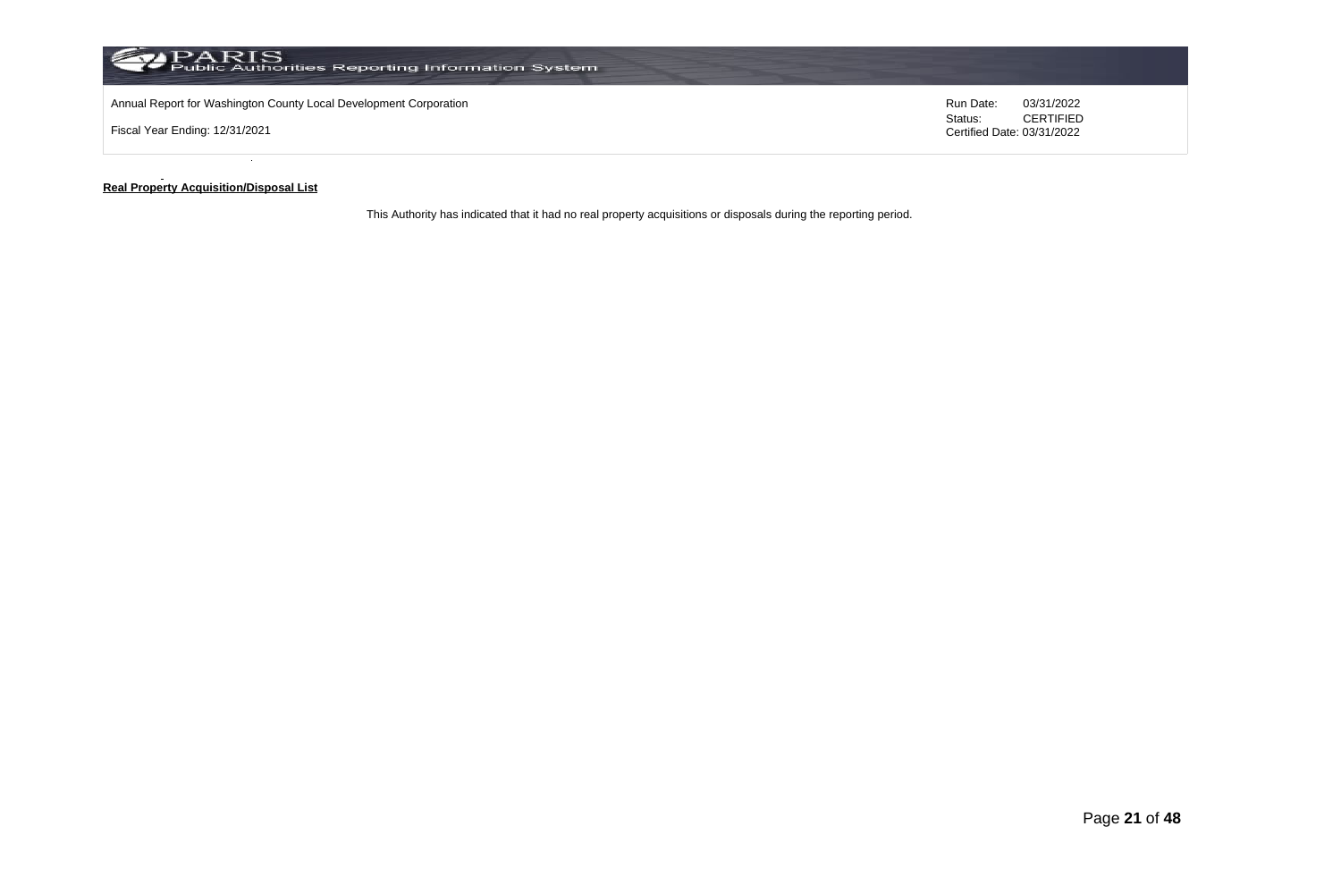**Real Property Acquisition/Disposal List**

This Authority has indicated that it had no real property acquisitions or disposals during the reporting period.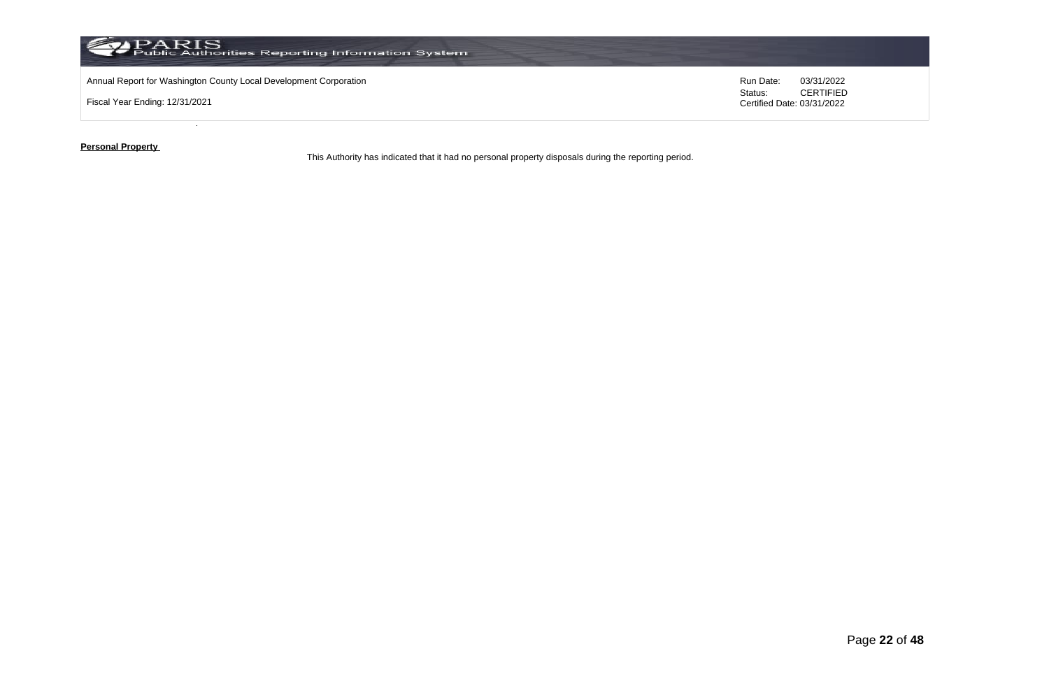**Personal Property**

This Authority has indicated that it had no personal property disposals during the reporting period.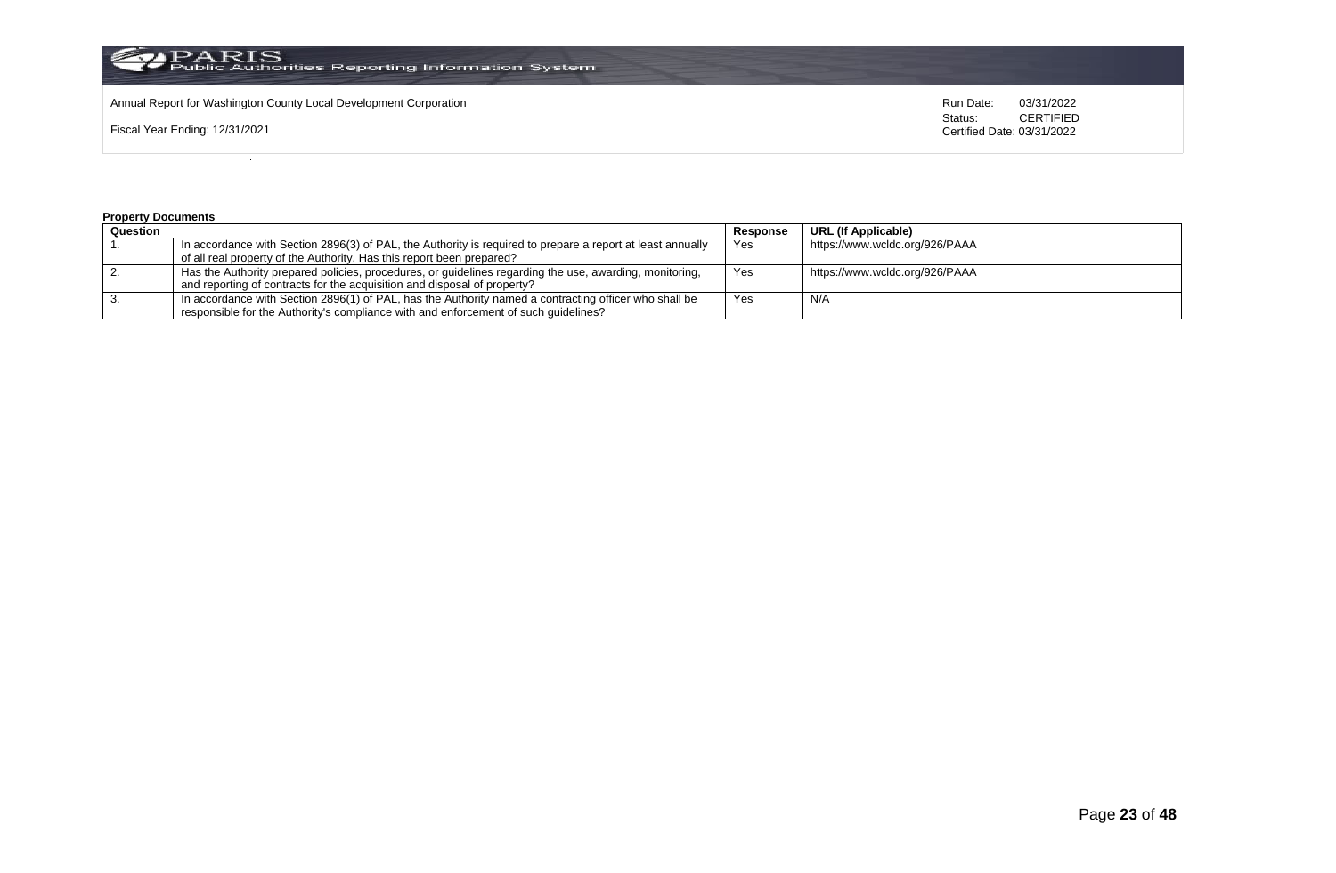Annual Report for Washington County Local Development Corporation

Fiscal Year Ending: 12/31/2021

Run Date: 03/31/2022
Status: CERTIFIED
Certified Date: 03/31/2022

**Property Documents**

| Question | | Response | URL (If Applicable) |
|---|---|---|---|
| 1. | In accordance with Section 2896(3) of PAL, the Authority is required to prepare a report at least annually of all real property of the Authority. Has this report been prepared? | Yes | https://www.wcldc.org/926/PAAA |
| 2. | Has the Authority prepared policies, procedures, or guidelines regarding the use, awarding, monitoring, and reporting of contracts for the acquisition and disposal of property? | Yes | https://www.wcldc.org/926/PAAA |
| 3. | In accordance with Section 2896(1) of PAL, has the Authority named a contracting officer who shall be responsible for the Authority's compliance with and enforcement of such guidelines? | Yes | N/A |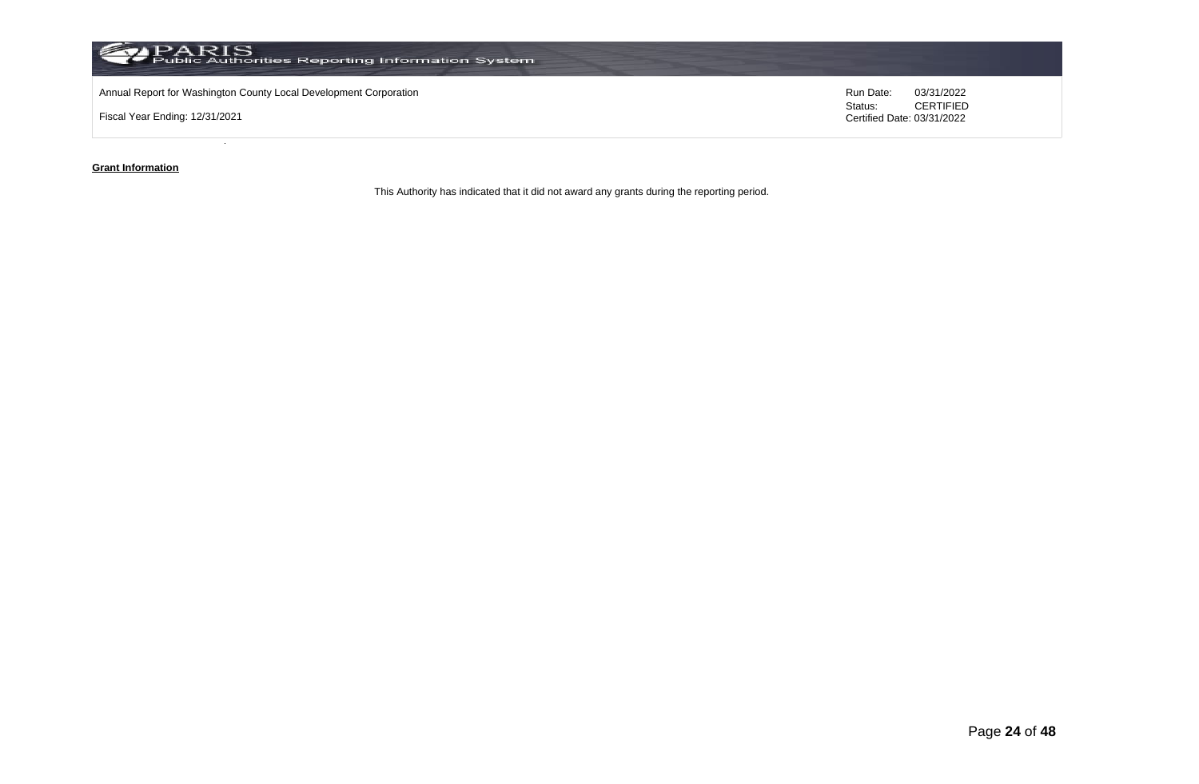Annual Report for Washington County Local Development Corporation

Fiscal Year Ending: 12/31/2021

Run Date: 03/31/2022
Status: CERTIFIED
Certified Date: 03/31/2022

**Grant Information**

This Authority has indicated that it did not award any grants during the reporting period.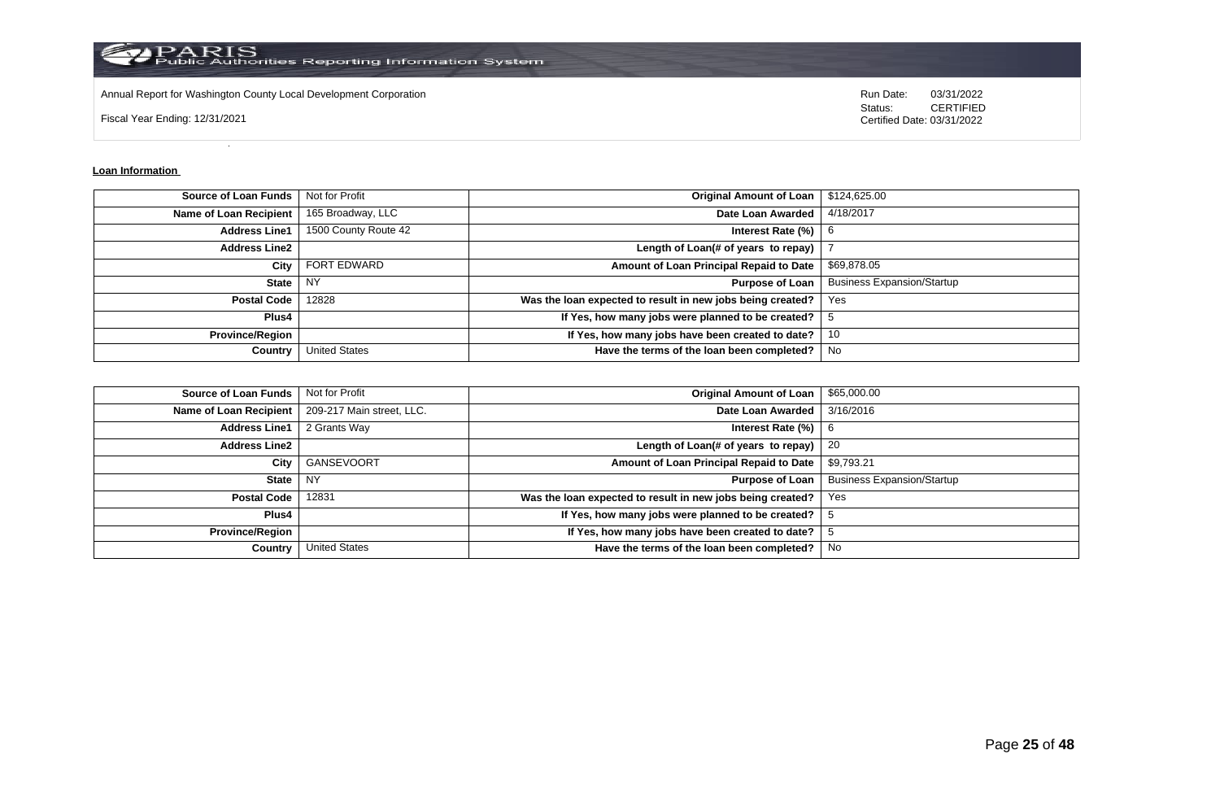Annual Report for Washington County Local Development Corporation

Fiscal Year Ending: 12/31/2021

Run Date: 03/31/2022
Status: CERTIFIED
Certified Date: 03/31/2022

**Loan Information**

| | | | |
|---|---|---|---|
| **Source of Loan Funds** | Not for Profit | **Original Amount of Loan** | $124,625.00 |
| **Name of Loan Recipient** | 165 Broadway, LLC | **Date Loan Awarded** | 4/18/2017 |
| **Address Line1** | 1500 County Route 42 | **Interest Rate (%)** | 6 |
| **Address Line2** | | **Length of Loan(# of years to repay)** | 7 |
| **City** | FORT EDWARD | **Amount of Loan Principal Repaid to Date** | $69,878.05 |
| **State** | NY | **Purpose of Loan** | Business Expansion/Startup |
| **Postal Code** | 12828 | **Was the loan expected to result in new jobs being created?** | Yes |
| **Plus4** | | **If Yes, how many jobs were planned to be created?** | 5 |
| **Province/Region** | | **If Yes, how many jobs have been created to date?** | 10 |
| **Country** | United States | **Have the terms of the loan been completed?** | No |

| | | | |
|---|---|---|---|
| **Source of Loan Funds** | Not for Profit | **Original Amount of Loan** | $65,000.00 |
| **Name of Loan Recipient** | 209-217 Main street, LLC. | **Date Loan Awarded** | 3/16/2016 |
| **Address Line1** | 2 Grants Way | **Interest Rate (%)** | 6 |
| **Address Line2** | | **Length of Loan(# of years to repay)** | 20 |
| **City** | GANSEVOORT | **Amount of Loan Principal Repaid to Date** | $9,793.21 |
| **State** | NY | **Purpose of Loan** | Business Expansion/Startup |
| **Postal Code** | 12831 | **Was the loan expected to result in new jobs being created?** | Yes |
| **Plus4** | | **If Yes, how many jobs were planned to be created?** | 5 |
| **Province/Region** | | **If Yes, how many jobs have been created to date?** | 5 |
| **Country** | United States | **Have the terms of the loan been completed?** | No |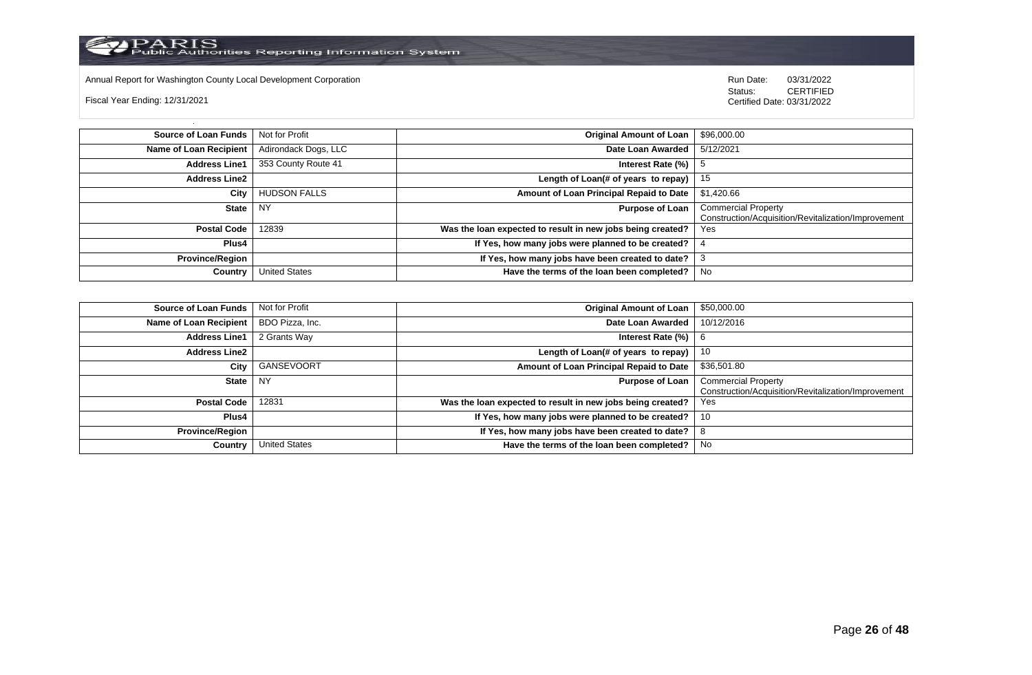Annual Report for Washington County Local Development Corporation

Fiscal Year Ending: 12/31/2021

Run Date: 03/31/2022
Status: CERTIFIED
Certified Date: 03/31/2022

| Source of Loan Funds | Not for Profit | Original Amount of Loan | $96,000.00 |
|---|---|---|---|
| Name of Loan Recipient | Adirondack Dogs, LLC | Date Loan Awarded | 5/12/2021 |
| Address Line1 | 353 County Route 41 | Interest Rate (%) | 5 |
| Address Line2 | | Length of Loan(# of years to repay) | 15 |
| City | HUDSON FALLS | Amount of Loan Principal Repaid to Date | $1,420.66 |
| State | NY | Purpose of Loan | Commercial Property Construction/Acquisition/Revitalization/Improvement |
| Postal Code | 12839 | Was the loan expected to result in new jobs being created? | Yes |
| Plus4 | | If Yes, how many jobs were planned to be created? | 4 |
| Province/Region | | If Yes, how many jobs have been created to date? | 3 |
| Country | United States | Have the terms of the loan been completed? | No |

| Source of Loan Funds | Not for Profit | Original Amount of Loan | $50,000.00 |
|---|---|---|---|
| Name of Loan Recipient | BDO Pizza, Inc. | Date Loan Awarded | 10/12/2016 |
| Address Line1 | 2 Grants Way | Interest Rate (%) | 6 |
| Address Line2 | | Length of Loan(# of years to repay) | 10 |
| City | GANSEVOORT | Amount of Loan Principal Repaid to Date | $36,501.80 |
| State | NY | Purpose of Loan | Commercial Property Construction/Acquisition/Revitalization/Improvement |
| Postal Code | 12831 | Was the loan expected to result in new jobs being created? | Yes |
| Plus4 | | If Yes, how many jobs were planned to be created? | 10 |
| Province/Region | | If Yes, how many jobs have been created to date? | 8 |
| Country | United States | Have the terms of the loan been completed? | No |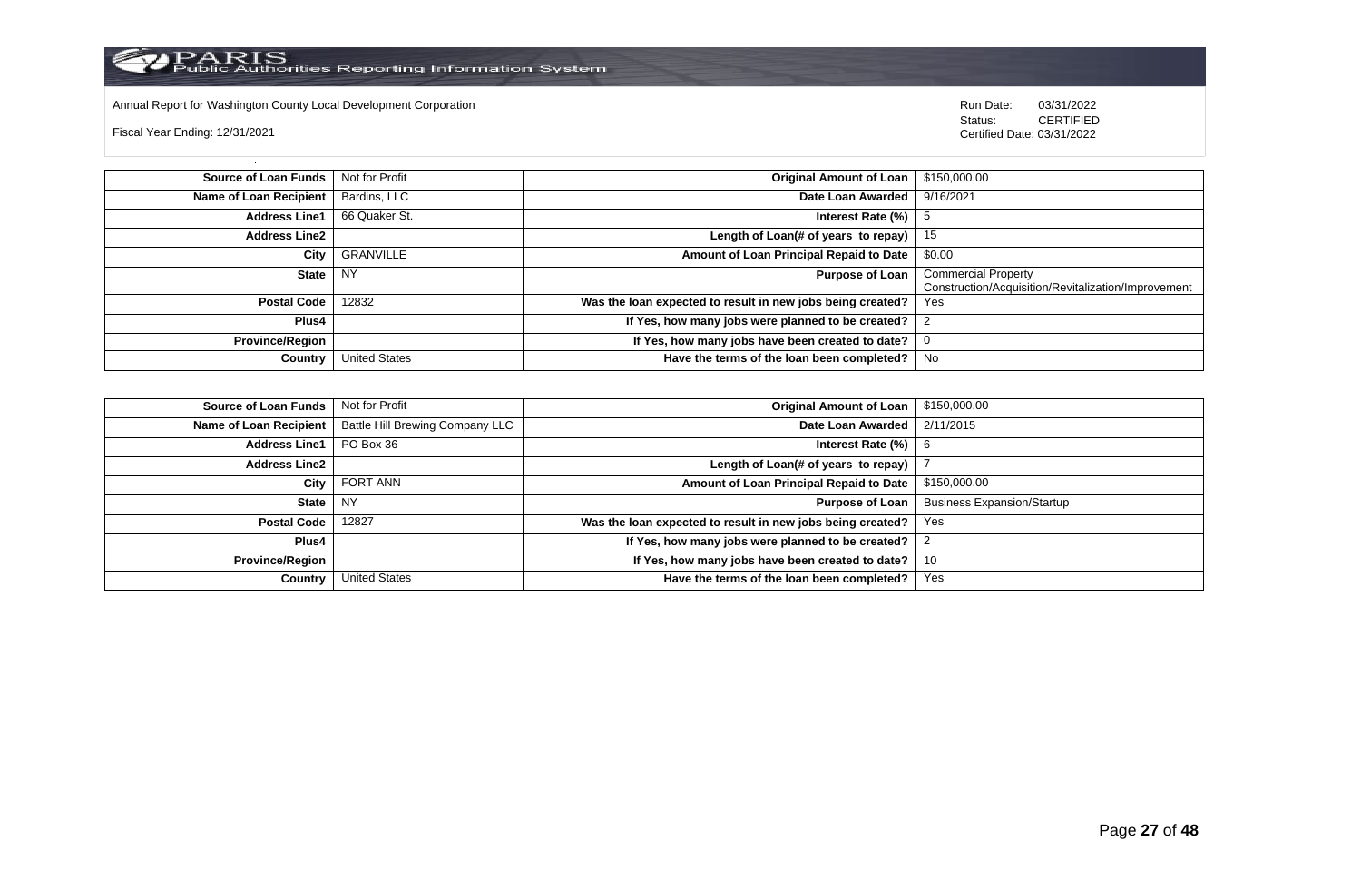Annual Report for Washington County Local Development Corporation

Fiscal Year Ending: 12/31/2021

Run Date: 03/31/2022
Status: CERTIFIED
Certified Date: 03/31/2022

| Source of Loan Funds | Not for Profit | Original Amount of Loan | $150,000.00 |
|---|---|---|---|
| Name of Loan Recipient | Bardins, LLC | Date Loan Awarded | 9/16/2021 |
| Address Line1 | 66 Quaker St. | Interest Rate (%) | 5 |
| Address Line2 | | Length of Loan(# of years to repay) | 15 |
| City | GRANVILLE | Amount of Loan Principal Repaid to Date | $0.00 |
| State | NY | Purpose of Loan | Commercial Property Construction/Acquisition/Revitalization/Improvement |
| Postal Code | 12832 | Was the loan expected to result in new jobs being created? | Yes |
| Plus4 | | If Yes, how many jobs were planned to be created? | 2 |
| Province/Region | | If Yes, how many jobs have been created to date? | 0 |
| Country | United States | Have the terms of the loan been completed? | No |

| Source of Loan Funds | Not for Profit | Original Amount of Loan | $150,000.00 |
|---|---|---|---|
| Name of Loan Recipient | Battle Hill Brewing Company LLC | Date Loan Awarded | 2/11/2015 |
| Address Line1 | PO Box 36 | Interest Rate (%) | 6 |
| Address Line2 | | Length of Loan(# of years to repay) | 7 |
| City | FORT ANN | Amount of Loan Principal Repaid to Date | $150,000.00 |
| State | NY | Purpose of Loan | Business Expansion/Startup |
| Postal Code | 12827 | Was the loan expected to result in new jobs being created? | Yes |
| Plus4 | | If Yes, how many jobs were planned to be created? | 2 |
| Province/Region | | If Yes, how many jobs have been created to date? | 10 |
| Country | United States | Have the terms of the loan been completed? | Yes |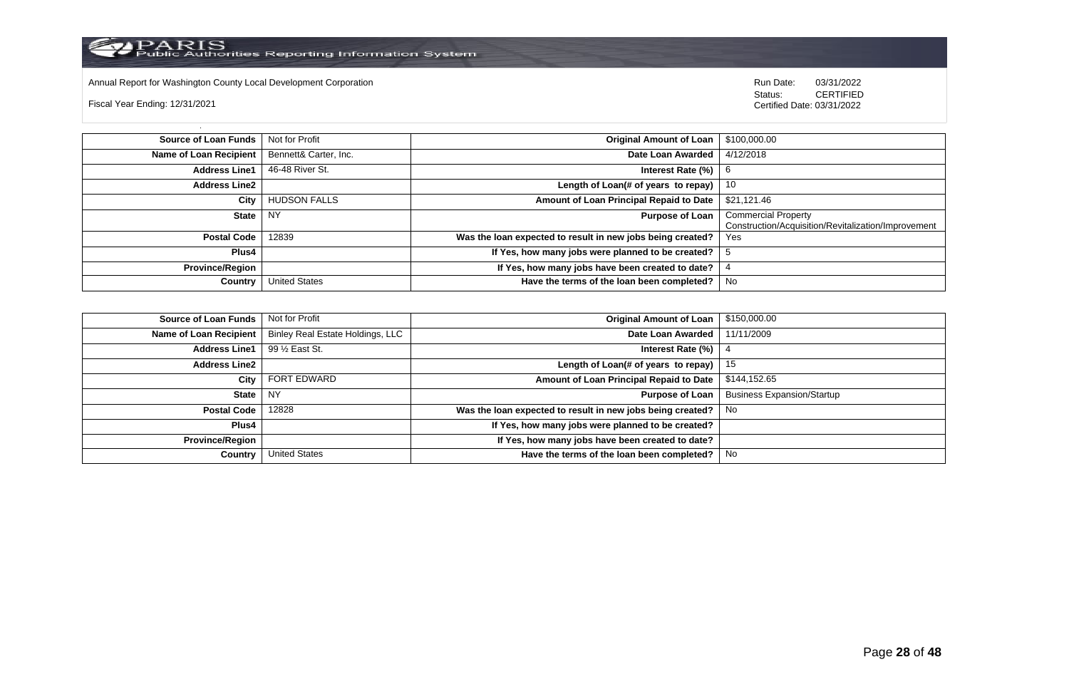Annual Report for Washington County Local Development Corporation

Fiscal Year Ending: 12/31/2021

Run Date: 03/31/2022
Status: CERTIFIED
Certified Date: 03/31/2022

| Source of Loan Funds | Not for Profit | Original Amount of Loan | $100,000.00 |
|---|---|---|---|
| Name of Loan Recipient | Bennett& Carter, Inc. | Date Loan Awarded | 4/12/2018 |
| Address Line1 | 46-48 River St. | Interest Rate (%) | 6 |
| Address Line2 | | Length of Loan(# of years to repay) | 10 |
| City | HUDSON FALLS | Amount of Loan Principal Repaid to Date | $21,121.46 |
| State | NY | Purpose of Loan | Commercial Property Construction/Acquisition/Revitalization/Improvement |
| Postal Code | 12839 | Was the loan expected to result in new jobs being created? | Yes |
| Plus4 | | If Yes, how many jobs were planned to be created? | 5 |
| Province/Region | | If Yes, how many jobs have been created to date? | 4 |
| Country | United States | Have the terms of the loan been completed? | No |

| Source of Loan Funds | Not for Profit | Original Amount of Loan | $150,000.00 |
|---|---|---|---|
| Name of Loan Recipient | Binley Real Estate Holdings, LLC | Date Loan Awarded | 11/11/2009 |
| Address Line1 | 99 ½ East St. | Interest Rate (%) | 4 |
| Address Line2 | | Length of Loan(# of years to repay) | 15 |
| City | FORT EDWARD | Amount of Loan Principal Repaid to Date | $144,152.65 |
| State | NY | Purpose of Loan | Business Expansion/Startup |
| Postal Code | 12828 | Was the loan expected to result in new jobs being created? | No |
| Plus4 | | If Yes, how many jobs were planned to be created? | |
| Province/Region | | If Yes, how many jobs have been created to date? | |
| Country | United States | Have the terms of the loan been completed? | No |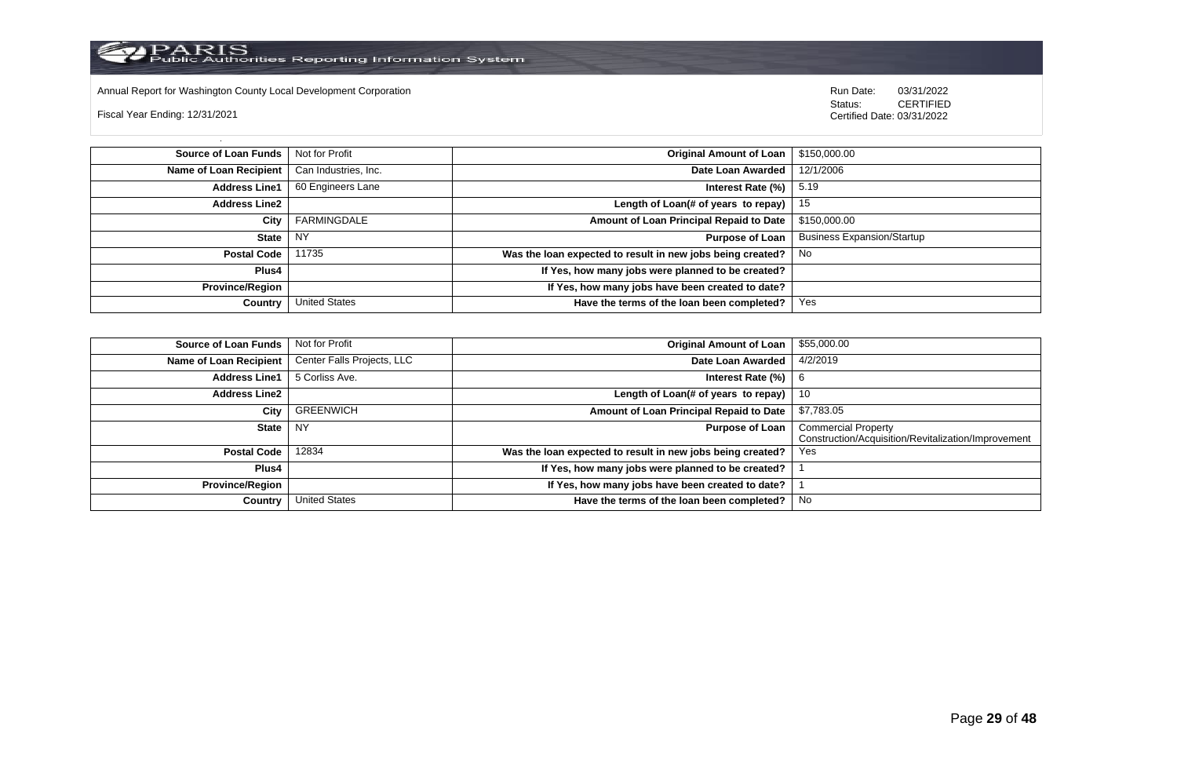Annual Report for Washington County Local Development Corporation

Fiscal Year Ending: 12/31/2021

Run Date: 03/31/2022
Status: CERTIFIED
Certified Date: 03/31/2022

| **Source of Loan Funds** | Not for Profit | **Original Amount of Loan** | $150,000.00 |
|---|---|---|---|
| **Name of Loan Recipient** | Can Industries, Inc. | **Date Loan Awarded** | 12/1/2006 |
| **Address Line1** | 60 Engineers Lane | **Interest Rate (%)** | 5.19 |
| **Address Line2** | | **Length of Loan(# of years to repay)** | 15 |
| **City** | FARMINGDALE | **Amount of Loan Principal Repaid to Date** | $150,000.00 |
| **State** | NY | **Purpose of Loan** | Business Expansion/Startup |
| **Postal Code** | 11735 | **Was the loan expected to result in new jobs being created?** | No |
| **Plus4** | | **If Yes, how many jobs were planned to be created?** | |
| **Province/Region** | | **If Yes, how many jobs have been created to date?** | |
| **Country** | United States | **Have the terms of the loan been completed?** | Yes |

| **Source of Loan Funds** | Not for Profit | **Original Amount of Loan** | $55,000.00 |
|---|---|---|---|
| **Name of Loan Recipient** | Center Falls Projects, LLC | **Date Loan Awarded** | 4/2/2019 |
| **Address Line1** | 5 Corliss Ave. | **Interest Rate (%)** | 6 |
| **Address Line2** | | **Length of Loan(# of years to repay)** | 10 |
| **City** | GREENWICH | **Amount of Loan Principal Repaid to Date** | $7,783.05 |
| **State** | NY | **Purpose of Loan** | Commercial Property Construction/Acquisition/Revitalization/Improvement |
| **Postal Code** | 12834 | **Was the loan expected to result in new jobs being created?** | Yes |
| **Plus4** | | **If Yes, how many jobs were planned to be created?** | 1 |
| **Province/Region** | | **If Yes, how many jobs have been created to date?** | 1 |
| **Country** | United States | **Have the terms of the loan been completed?** | No |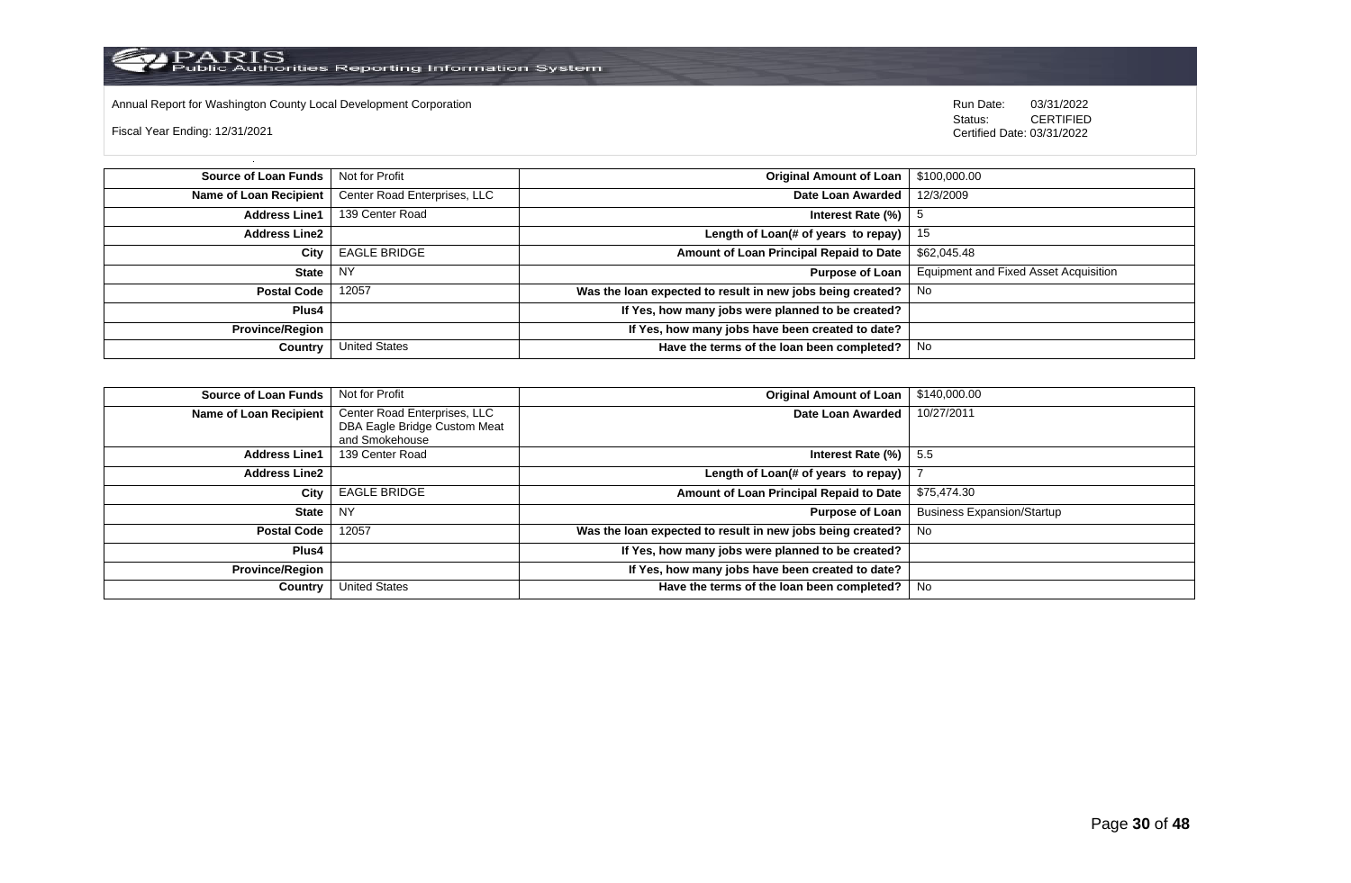Annual Report for Washington County Local Development Corporation

Fiscal Year Ending: 12/31/2021

Run Date: 03/31/2022
Status: CERTIFIED
Certified Date: 03/31/2022

| | | | |
|---|---|---|---|
| **Source of Loan Funds** | Not for Profit | **Original Amount of Loan** | $100,000.00 |
| **Name of Loan Recipient** | Center Road Enterprises, LLC | **Date Loan Awarded** | 12/3/2009 |
| **Address Line1** | 139 Center Road | **Interest Rate (%)** | 5 |
| **Address Line2** | | **Length of Loan(# of years to repay)** | 15 |
| **City** | EAGLE BRIDGE | **Amount of Loan Principal Repaid to Date** | $62,045.48 |
| **State** | NY | **Purpose of Loan** | Equipment and Fixed Asset Acquisition |
| **Postal Code** | 12057 | **Was the loan expected to result in new jobs being created?** | No |
| **Plus4** | | **If Yes, how many jobs were planned to be created?** | |
| **Province/Region** | | **If Yes, how many jobs have been created to date?** | |
| **Country** | United States | **Have the terms of the loan been completed?** | No |

| | | | |
|---|---|---|---|
| **Source of Loan Funds** | Not for Profit | **Original Amount of Loan** | $140,000.00 |
| **Name of Loan Recipient** | Center Road Enterprises, LLC DBA Eagle Bridge Custom Meat and Smokehouse | **Date Loan Awarded** | 10/27/2011 |
| **Address Line1** | 139 Center Road | **Interest Rate (%)** | 5.5 |
| **Address Line2** | | **Length of Loan(# of years to repay)** | 7 |
| **City** | EAGLE BRIDGE | **Amount of Loan Principal Repaid to Date** | $75,474.30 |
| **State** | NY | **Purpose of Loan** | Business Expansion/Startup |
| **Postal Code** | 12057 | **Was the loan expected to result in new jobs being created?** | No |
| **Plus4** | | **If Yes, how many jobs were planned to be created?** | |
| **Province/Region** | | **If Yes, how many jobs have been created to date?** | |
| **Country** | United States | **Have the terms of the loan been completed?** | No |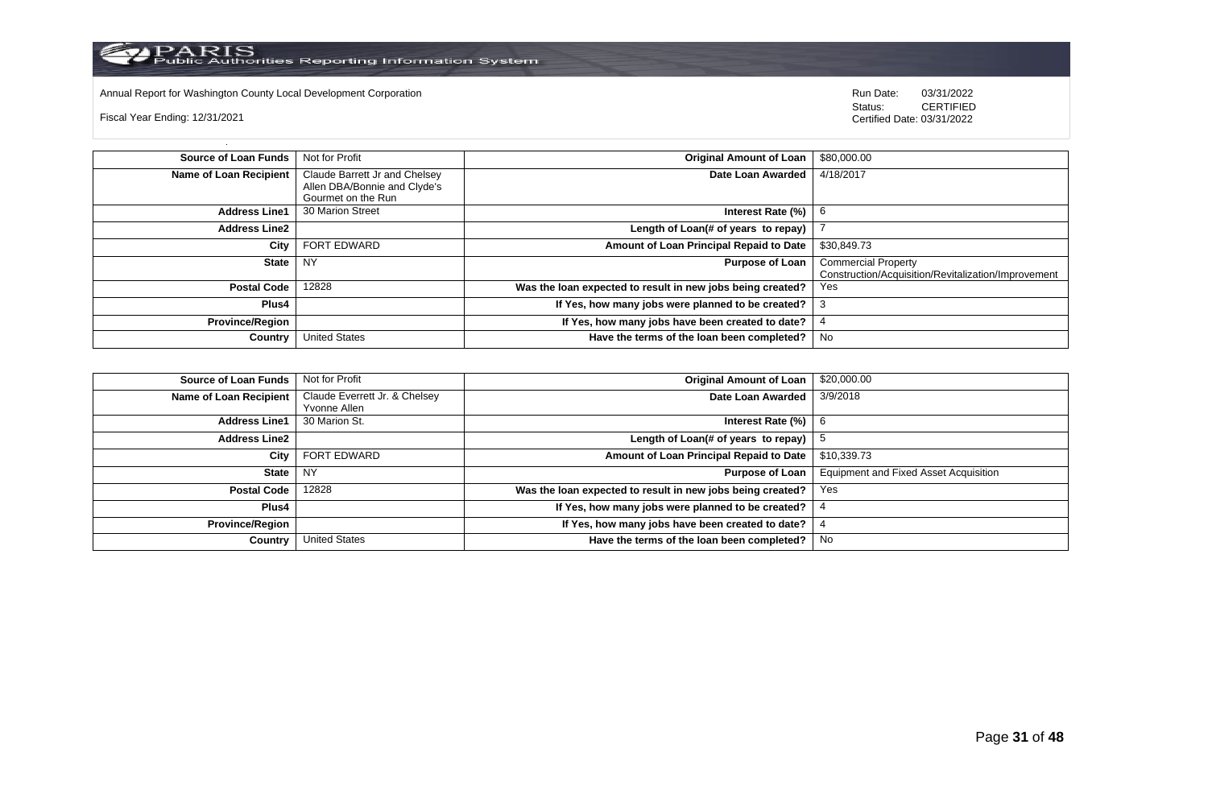Annual Report for Washington County Local Development Corporation

Fiscal Year Ending: 12/31/2021

Run Date: 03/31/2022
Status: CERTIFIED
Certified Date: 03/31/2022

| | | | |
|---|---|---|---|
| **Source of Loan Funds** | Not for Profit | **Original Amount of Loan** | $80,000.00 |
| **Name of Loan Recipient** | Claude Barrett Jr and Chelsey Allen DBA/Bonnie and Clyde's Gourmet on the Run | **Date Loan Awarded** | 4/18/2017 |
| **Address Line1** | 30 Marion Street | **Interest Rate (%)** | 6 |
| **Address Line2** | | **Length of Loan(# of years to repay)** | 7 |
| **City** | FORT EDWARD | **Amount of Loan Principal Repaid to Date** | $30,849.73 |
| **State** | NY | **Purpose of Loan** | Commercial Property Construction/Acquisition/Revitalization/Improvement |
| **Postal Code** | 12828 | **Was the loan expected to result in new jobs being created?** | Yes |
| **Plus4** | | **If Yes, how many jobs were planned to be created?** | 3 |
| **Province/Region** | | **If Yes, how many jobs have been created to date?** | 4 |
| **Country** | United States | **Have the terms of the loan been completed?** | No |

| | | | |
|---|---|---|---|
| **Source of Loan Funds** | Not for Profit | **Original Amount of Loan** | $20,000.00 |
| **Name of Loan Recipient** | Claude Everrett Jr. & Chelsey Yvonne Allen | **Date Loan Awarded** | 3/9/2018 |
| **Address Line1** | 30 Marion St. | **Interest Rate (%)** | 6 |
| **Address Line2** | | **Length of Loan(# of years to repay)** | 5 |
| **City** | FORT EDWARD | **Amount of Loan Principal Repaid to Date** | $10,339.73 |
| **State** | NY | **Purpose of Loan** | Equipment and Fixed Asset Acquisition |
| **Postal Code** | 12828 | **Was the loan expected to result in new jobs being created?** | Yes |
| **Plus4** | | **If Yes, how many jobs were planned to be created?** | 4 |
| **Province/Region** | | **If Yes, how many jobs have been created to date?** | 4 |
| **Country** | United States | **Have the terms of the loan been completed?** | No |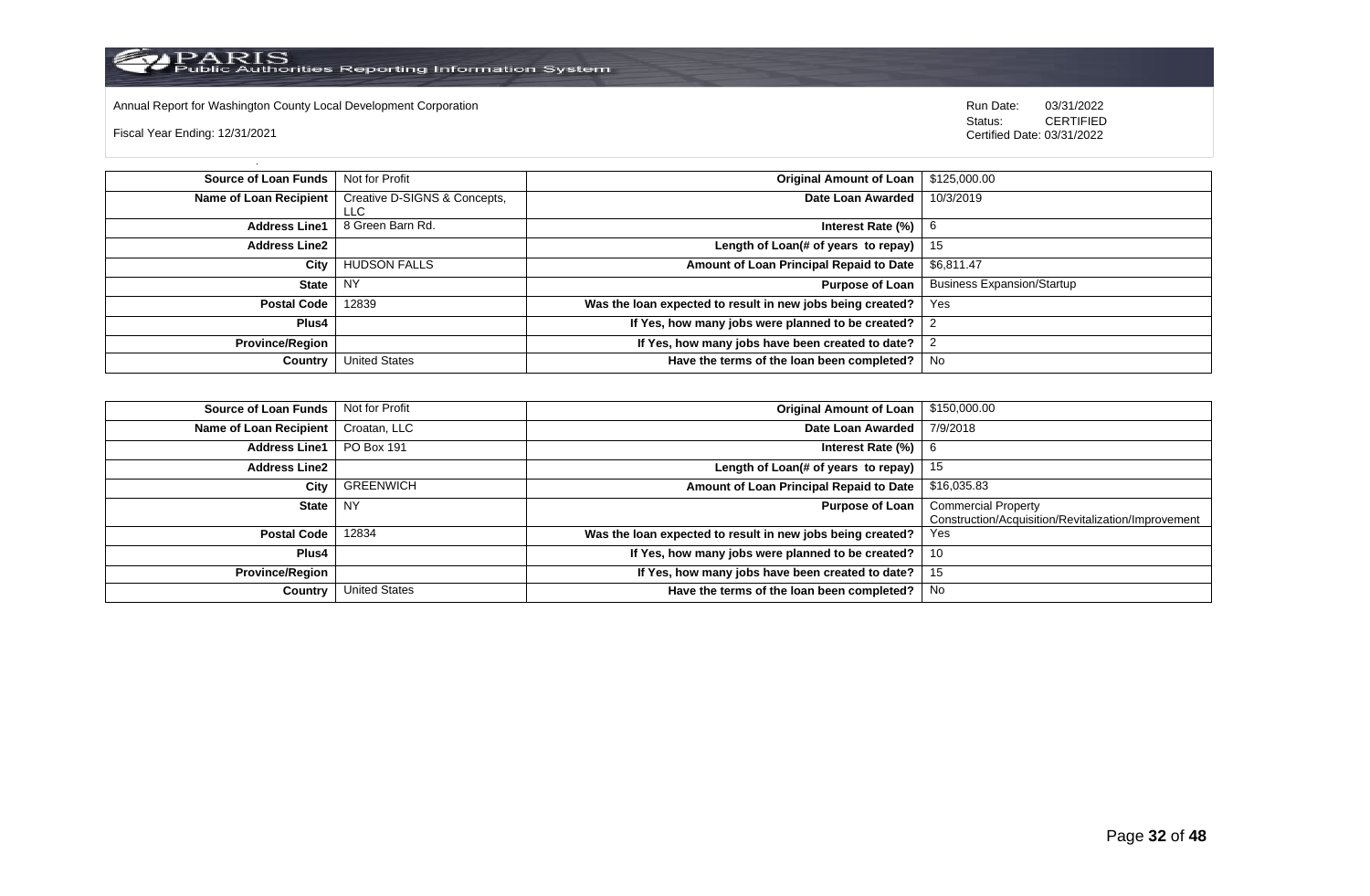Annual Report for Washington County Local Development Corporation

Fiscal Year Ending: 12/31/2021

Run Date: 03/31/2022
Status: CERTIFIED
Certified Date: 03/31/2022

| | | | |
|---|---|---|---|
| **Source of Loan Funds** | Not for Profit | **Original Amount of Loan** | $125,000.00 |
| **Name of Loan Recipient** | Creative D-SIGNS & Concepts, LLC | **Date Loan Awarded** | 10/3/2019 |
| **Address Line1** | 8 Green Barn Rd. | **Interest Rate (%)** | 6 |
| **Address Line2** | | **Length of Loan(# of years to repay)** | 15 |
| **City** | HUDSON FALLS | **Amount of Loan Principal Repaid to Date** | $6,811.47 |
| **State** | NY | **Purpose of Loan** | Business Expansion/Startup |
| **Postal Code** | 12839 | **Was the loan expected to result in new jobs being created?** | Yes |
| **Plus4** | | **If Yes, how many jobs were planned to be created?** | 2 |
| **Province/Region** | | **If Yes, how many jobs have been created to date?** | 2 |
| **Country** | United States | **Have the terms of the loan been completed?** | No |

| | | | |
|---|---|---|---|
| **Source of Loan Funds** | Not for Profit | **Original Amount of Loan** | $150,000.00 |
| **Name of Loan Recipient** | Croatan, LLC | **Date Loan Awarded** | 7/9/2018 |
| **Address Line1** | PO Box 191 | **Interest Rate (%)** | 6 |
| **Address Line2** | | **Length of Loan(# of years to repay)** | 15 |
| **City** | GREENWICH | **Amount of Loan Principal Repaid to Date** | $16,035.83 |
| **State** | NY | **Purpose of Loan** | Commercial Property Construction/Acquisition/Revitalization/Improvement |
| **Postal Code** | 12834 | **Was the loan expected to result in new jobs being created?** | Yes |
| **Plus4** | | **If Yes, how many jobs were planned to be created?** | 10 |
| **Province/Region** | | **If Yes, how many jobs have been created to date?** | 15 |
| **Country** | United States | **Have the terms of the loan been completed?** | No |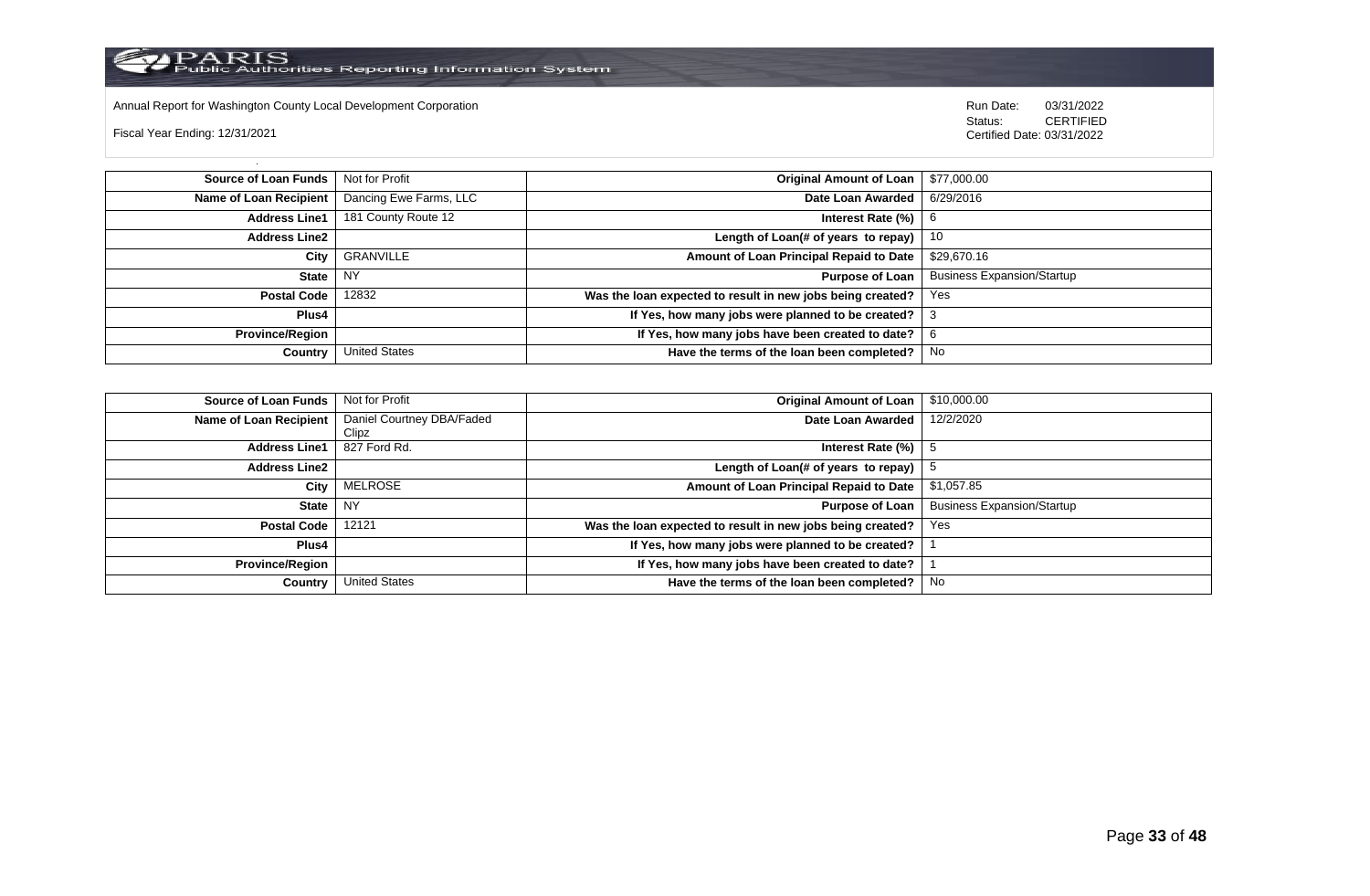Annual Report for Washington County Local Development Corporation

Fiscal Year Ending: 12/31/2021

Run Date: 03/31/2022
Status: CERTIFIED
Certified Date: 03/31/2022

| Source of Loan Funds | Not for Profit | Original Amount of Loan | $77,000.00 |
|---|---|---|---|
| Name of Loan Recipient | Dancing Ewe Farms, LLC | Date Loan Awarded | 6/29/2016 |
| Address Line1 | 181 County Route 12 | Interest Rate (%) | 6 |
| Address Line2 | | Length of Loan(# of years to repay) | 10 |
| City | GRANVILLE | Amount of Loan Principal Repaid to Date | $29,670.16 |
| State | NY | Purpose of Loan | Business Expansion/Startup |
| Postal Code | 12832 | Was the loan expected to result in new jobs being created? | Yes |
| Plus4 | | If Yes, how many jobs were planned to be created? | 3 |
| Province/Region | | If Yes, how many jobs have been created to date? | 6 |
| Country | United States | Have the terms of the loan been completed? | No |

| Source of Loan Funds | Not for Profit | Original Amount of Loan | $10,000.00 |
|---|---|---|---|
| Name of Loan Recipient | Daniel Courtney DBA/Faded Clipz | Date Loan Awarded | 12/2/2020 |
| Address Line1 | 827 Ford Rd. | Interest Rate (%) | 5 |
| Address Line2 | | Length of Loan(# of years to repay) | 5 |
| City | MELROSE | Amount of Loan Principal Repaid to Date | $1,057.85 |
| State | NY | Purpose of Loan | Business Expansion/Startup |
| Postal Code | 12121 | Was the loan expected to result in new jobs being created? | Yes |
| Plus4 | | If Yes, how many jobs were planned to be created? | 1 |
| Province/Region | | If Yes, how many jobs have been created to date? | 1 |
| Country | United States | Have the terms of the loan been completed? | No |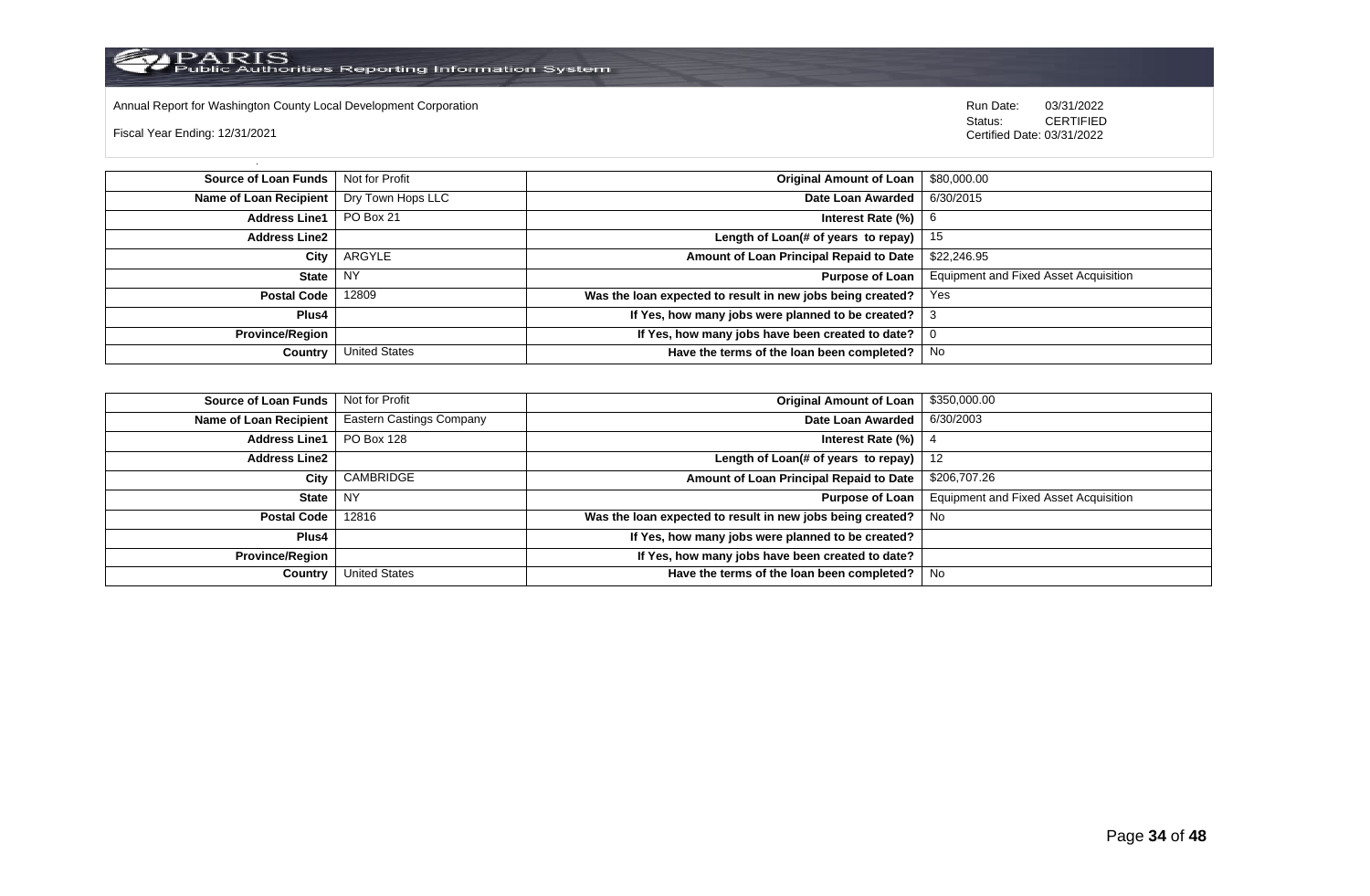Annual Report for Washington County Local Development Corporation

Fiscal Year Ending: 12/31/2021

Run Date: 03/31/2022
Status: CERTIFIED
Certified Date: 03/31/2022

| | | | |
|---|---|---|---|
| **Source of Loan Funds** | Not for Profit | **Original Amount of Loan** | $80,000.00 |
| **Name of Loan Recipient** | Dry Town Hops LLC | **Date Loan Awarded** | 6/30/2015 |
| **Address Line1** | PO Box 21 | **Interest Rate (%)** | 6 |
| **Address Line2** | | **Length of Loan(# of years to repay)** | 15 |
| **City** | ARGYLE | **Amount of Loan Principal Repaid to Date** | $22,246.95 |
| **State** | NY | **Purpose of Loan** | Equipment and Fixed Asset Acquisition |
| **Postal Code** | 12809 | **Was the loan expected to result in new jobs being created?** | Yes |
| **Plus4** | | **If Yes, how many jobs were planned to be created?** | 3 |
| **Province/Region** | | **If Yes, how many jobs have been created to date?** | 0 |
| **Country** | United States | **Have the terms of the loan been completed?** | No |

| | | | |
|---|---|---|---|
| **Source of Loan Funds** | Not for Profit | **Original Amount of Loan** | $350,000.00 |
| **Name of Loan Recipient** | Eastern Castings Company | **Date Loan Awarded** | 6/30/2003 |
| **Address Line1** | PO Box 128 | **Interest Rate (%)** | 4 |
| **Address Line2** | | **Length of Loan(# of years to repay)** | 12 |
| **City** | CAMBRIDGE | **Amount of Loan Principal Repaid to Date** | $206,707.26 |
| **State** | NY | **Purpose of Loan** | Equipment and Fixed Asset Acquisition |
| **Postal Code** | 12816 | **Was the loan expected to result in new jobs being created?** | No |
| **Plus4** | | **If Yes, how many jobs were planned to be created?** | |
| **Province/Region** | | **If Yes, how many jobs have been created to date?** | |
| **Country** | United States | **Have the terms of the loan been completed?** | No |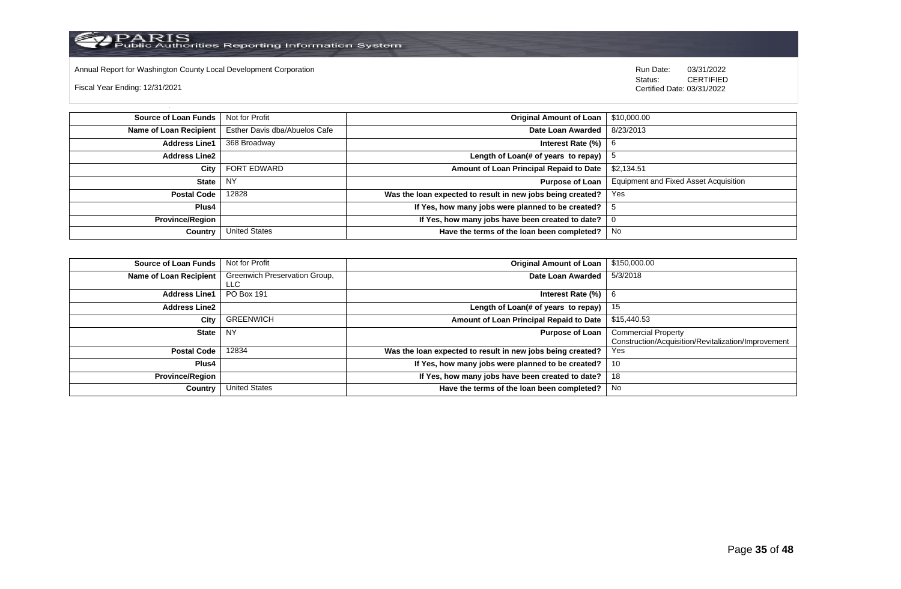Annual Report for Washington County Local Development Corporation

Fiscal Year Ending: 12/31/2021

Run Date: 03/31/2022
Status: CERTIFIED
Certified Date: 03/31/2022

| Source of Loan Funds | Not for Profit | Original Amount of Loan | $10,000.00 |
|---|---|---|---|
| Name of Loan Recipient | Esther Davis dba/Abuelos Cafe | Date Loan Awarded | 8/23/2013 |
| Address Line1 | 368 Broadway | Interest Rate (%) | 6 |
| Address Line2 | | Length of Loan(# of years to repay) | 5 |
| City | FORT EDWARD | Amount of Loan Principal Repaid to Date | $2,134.51 |
| State | NY | Purpose of Loan | Equipment and Fixed Asset Acquisition |
| Postal Code | 12828 | Was the loan expected to result in new jobs being created? | Yes |
| Plus4 | | If Yes, how many jobs were planned to be created? | 5 |
| Province/Region | | If Yes, how many jobs have been created to date? | 0 |
| Country | United States | Have the terms of the loan been completed? | No |

| Source of Loan Funds | Not for Profit | Original Amount of Loan | $150,000.00 |
|---|---|---|---|
| Name of Loan Recipient | Greenwich Preservation Group, LLC | Date Loan Awarded | 5/3/2018 |
| Address Line1 | PO Box 191 | Interest Rate (%) | 6 |
| Address Line2 | | Length of Loan(# of years to repay) | 15 |
| City | GREENWICH | Amount of Loan Principal Repaid to Date | $15,440.53 |
| State | NY | Purpose of Loan | Commercial Property Construction/Acquisition/Revitalization/Improvement |
| Postal Code | 12834 | Was the loan expected to result in new jobs being created? | Yes |
| Plus4 | | If Yes, how many jobs were planned to be created? | 10 |
| Province/Region | | If Yes, how many jobs have been created to date? | 18 |
| Country | United States | Have the terms of the loan been completed? | No |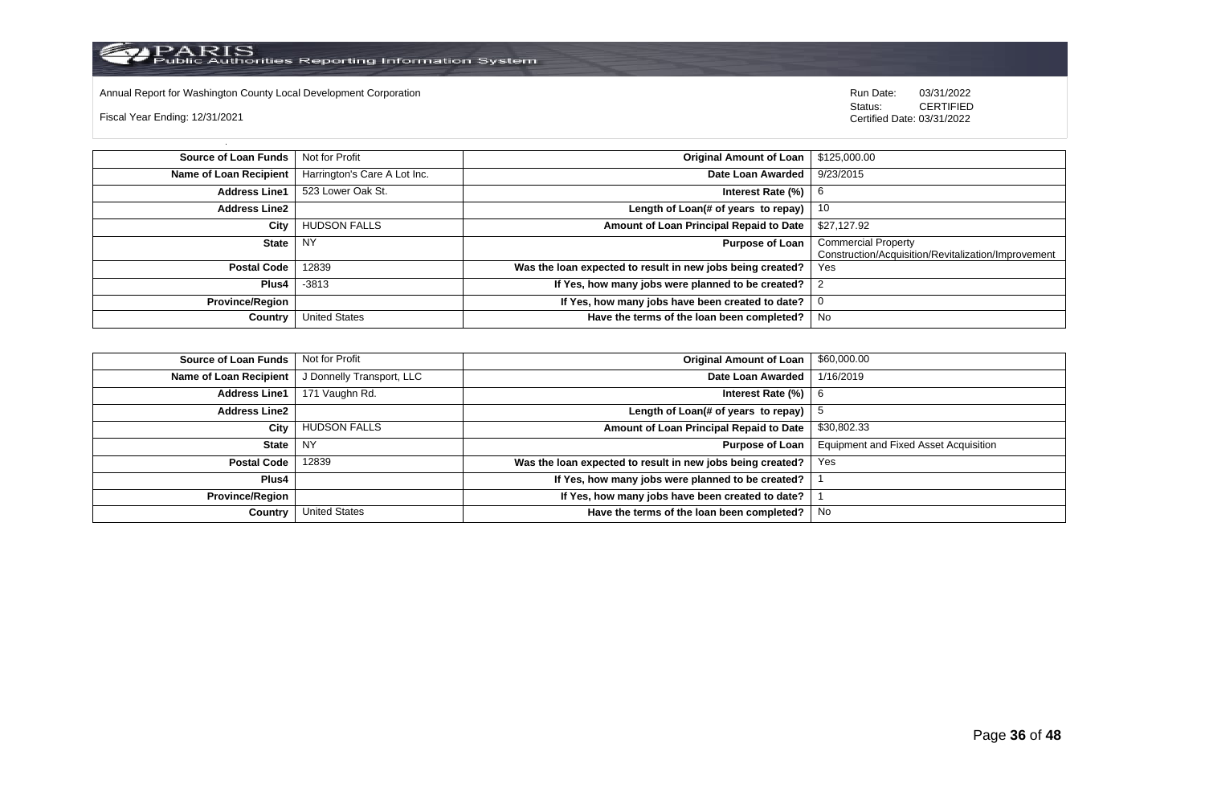Annual Report for Washington County Local Development Corporation

Fiscal Year Ending: 12/31/2021

Run Date: 03/31/2022
Status: CERTIFIED
Certified Date: 03/31/2022

| | | | |
|---|---|---|---|
| **Source of Loan Funds** | Not for Profit | **Original Amount of Loan** | $125,000.00 |
| **Name of Loan Recipient** | Harrington's Care A Lot Inc. | **Date Loan Awarded** | 9/23/2015 |
| **Address Line1** | 523 Lower Oak St. | **Interest Rate (%)** | 6 |
| **Address Line2** | | **Length of Loan(# of years to repay)** | 10 |
| **City** | HUDSON FALLS | **Amount of Loan Principal Repaid to Date** | $27,127.92 |
| **State** | NY | **Purpose of Loan** | Commercial Property Construction/Acquisition/Revitalization/Improvement |
| **Postal Code** | 12839 | **Was the loan expected to result in new jobs being created?** | Yes |
| **Plus4** | -3813 | **If Yes, how many jobs were planned to be created?** | 2 |
| **Province/Region** | | **If Yes, how many jobs have been created to date?** | 0 |
| **Country** | United States | **Have the terms of the loan been completed?** | No |

| | | | |
|---|---|---|---|
| **Source of Loan Funds** | Not for Profit | **Original Amount of Loan** | $60,000.00 |
| **Name of Loan Recipient** | J Donnelly Transport, LLC | **Date Loan Awarded** | 1/16/2019 |
| **Address Line1** | 171 Vaughn Rd. | **Interest Rate (%)** | 6 |
| **Address Line2** | | **Length of Loan(# of years to repay)** | 5 |
| **City** | HUDSON FALLS | **Amount of Loan Principal Repaid to Date** | $30,802.33 |
| **State** | NY | **Purpose of Loan** | Equipment and Fixed Asset Acquisition |
| **Postal Code** | 12839 | **Was the loan expected to result in new jobs being created?** | Yes |
| **Plus4** | | **If Yes, how many jobs were planned to be created?** | 1 |
| **Province/Region** | | **If Yes, how many jobs have been created to date?** | 1 |
| **Country** | United States | **Have the terms of the loan been completed?** | No |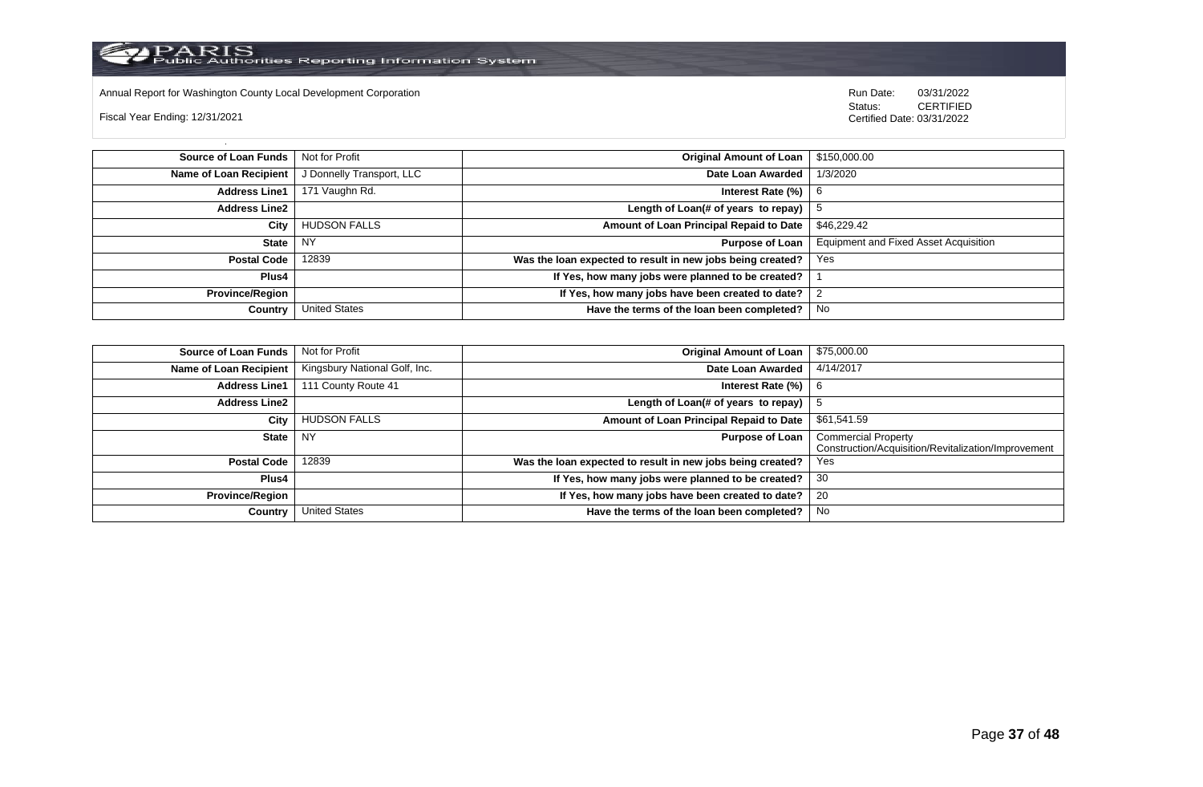Annual Report for Washington County Local Development Corporation

Fiscal Year Ending: 12/31/2021

Run Date: 03/31/2022
Status: CERTIFIED
Certified Date: 03/31/2022

| | | | |
|---|---|---|---|
| **Source of Loan Funds** | Not for Profit | **Original Amount of Loan** | $150,000.00 |
| **Name of Loan Recipient** | J Donnelly Transport, LLC | **Date Loan Awarded** | 1/3/2020 |
| **Address Line1** | 171 Vaughn Rd. | **Interest Rate (%)** | 6 |
| **Address Line2** | | **Length of Loan(# of years to repay)** | 5 |
| **City** | HUDSON FALLS | **Amount of Loan Principal Repaid to Date** | $46,229.42 |
| **State** | NY | **Purpose of Loan** | Equipment and Fixed Asset Acquisition |
| **Postal Code** | 12839 | **Was the loan expected to result in new jobs being created?** | Yes |
| **Plus4** | | **If Yes, how many jobs were planned to be created?** | 1 |
| **Province/Region** | | **If Yes, how many jobs have been created to date?** | 2 |
| **Country** | United States | **Have the terms of the loan been completed?** | No |

| | | | |
|---|---|---|---|
| **Source of Loan Funds** | Not for Profit | **Original Amount of Loan** | $75,000.00 |
| **Name of Loan Recipient** | Kingsbury National Golf, Inc. | **Date Loan Awarded** | 4/14/2017 |
| **Address Line1** | 111 County Route 41 | **Interest Rate (%)** | 6 |
| **Address Line2** | | **Length of Loan(# of years to repay)** | 5 |
| **City** | HUDSON FALLS | **Amount of Loan Principal Repaid to Date** | $61,541.59 |
| **State** | NY | **Purpose of Loan** | Commercial Property Construction/Acquisition/Revitalization/Improvement |
| **Postal Code** | 12839 | **Was the loan expected to result in new jobs being created?** | Yes |
| **Plus4** | | **If Yes, how many jobs were planned to be created?** | 30 |
| **Province/Region** | | **If Yes, how many jobs have been created to date?** | 20 |
| **Country** | United States | **Have the terms of the loan been completed?** | No |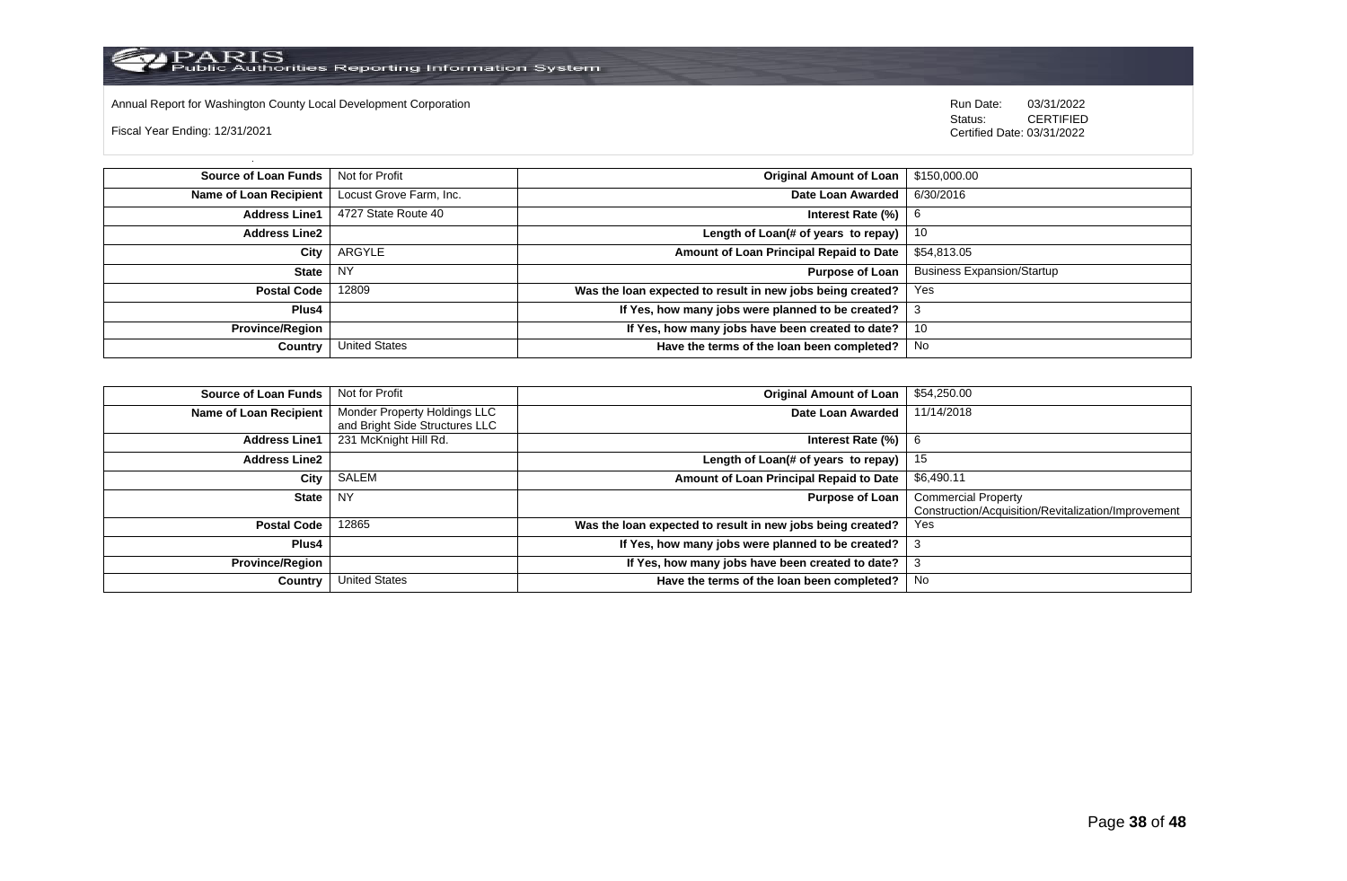Annual Report for Washington County Local Development Corporation

Fiscal Year Ending: 12/31/2021

Run Date: 03/31/2022
Status: CERTIFIED
Certified Date: 03/31/2022

| | | | |
|---|---|---|---|
| **Source of Loan Funds** | Not for Profit | **Original Amount of Loan** | $150,000.00 |
| **Name of Loan Recipient** | Locust Grove Farm, Inc. | **Date Loan Awarded** | 6/30/2016 |
| **Address Line1** | 4727 State Route 40 | **Interest Rate (%)** | 6 |
| **Address Line2** | | **Length of Loan(# of years to repay)** | 10 |
| **City** | ARGYLE | **Amount of Loan Principal Repaid to Date** | $54,813.05 |
| **State** | NY | **Purpose of Loan** | Business Expansion/Startup |
| **Postal Code** | 12809 | **Was the loan expected to result in new jobs being created?** | Yes |
| **Plus4** | | **If Yes, how many jobs were planned to be created?** | 3 |
| **Province/Region** | | **If Yes, how many jobs have been created to date?** | 10 |
| **Country** | United States | **Have the terms of the loan been completed?** | No |

| | | | |
|---|---|---|---|
| **Source of Loan Funds** | Not for Profit | **Original Amount of Loan** | $54,250.00 |
| **Name of Loan Recipient** | Monder Property Holdings LLC and Bright Side Structures LLC | **Date Loan Awarded** | 11/14/2018 |
| **Address Line1** | 231 McKnight Hill Rd. | **Interest Rate (%)** | 6 |
| **Address Line2** | | **Length of Loan(# of years to repay)** | 15 |
| **City** | SALEM | **Amount of Loan Principal Repaid to Date** | $6,490.11 |
| **State** | NY | **Purpose of Loan** | Commercial Property Construction/Acquisition/Revitalization/Improvement |
| **Postal Code** | 12865 | **Was the loan expected to result in new jobs being created?** | Yes |
| **Plus4** | | **If Yes, how many jobs were planned to be created?** | 3 |
| **Province/Region** | | **If Yes, how many jobs have been created to date?** | 3 |
| **Country** | United States | **Have the terms of the loan been completed?** | No |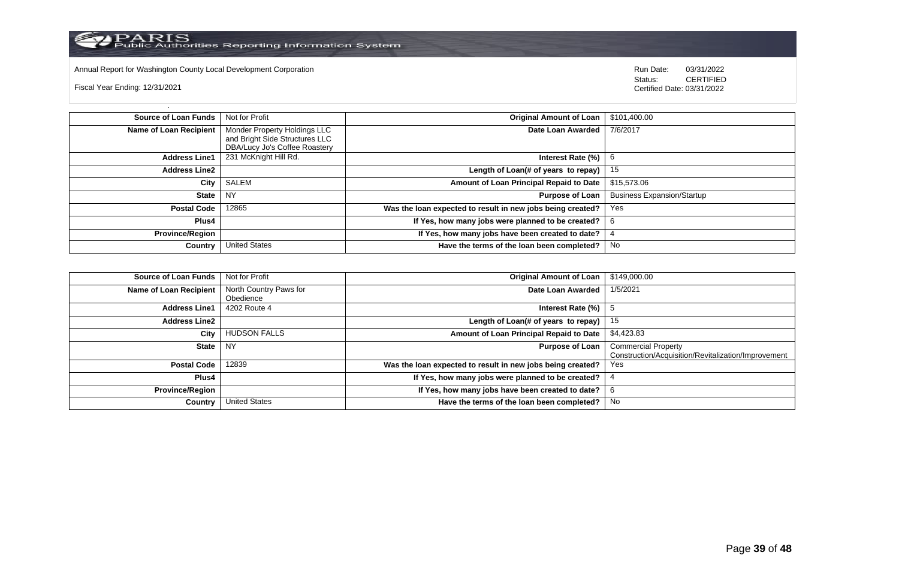Annual Report for Washington County Local Development Corporation

Fiscal Year Ending: 12/31/2021

Run Date: 03/31/2022
Status: CERTIFIED
Certified Date: 03/31/2022

| | | | |
|---|---|---|---|
| **Source of Loan Funds** | Not for Profit | **Original Amount of Loan** | $101,400.00 |
| **Name of Loan Recipient** | Monder Property Holdings LLC and Bright Side Structures LLC DBA/Lucy Jo's Coffee Roastery | **Date Loan Awarded** | 7/6/2017 |
| **Address Line1** | 231 McKnight Hill Rd. | **Interest Rate (%)** | 6 |
| **Address Line2** | | **Length of Loan(# of years to repay)** | 15 |
| **City** | SALEM | **Amount of Loan Principal Repaid to Date** | $15,573.06 |
| **State** | NY | **Purpose of Loan** | Business Expansion/Startup |
| **Postal Code** | 12865 | **Was the loan expected to result in new jobs being created?** | Yes |
| **Plus4** | | **If Yes, how many jobs were planned to be created?** | 6 |
| **Province/Region** | | **If Yes, how many jobs have been created to date?** | 4 |
| **Country** | United States | **Have the terms of the loan been completed?** | No |

| | | | |
|---|---|---|---|
| **Source of Loan Funds** | Not for Profit | **Original Amount of Loan** | $149,000.00 |
| **Name of Loan Recipient** | North Country Paws for Obedience | **Date Loan Awarded** | 1/5/2021 |
| **Address Line1** | 4202 Route 4 | **Interest Rate (%)** | 5 |
| **Address Line2** | | **Length of Loan(# of years to repay)** | 15 |
| **City** | HUDSON FALLS | **Amount of Loan Principal Repaid to Date** | $4,423.83 |
| **State** | NY | **Purpose of Loan** | Commercial Property Construction/Acquisition/Revitalization/Improvement |
| **Postal Code** | 12839 | **Was the loan expected to result in new jobs being created?** | Yes |
| **Plus4** | | **If Yes, how many jobs were planned to be created?** | 4 |
| **Province/Region** | | **If Yes, how many jobs have been created to date?** | 6 |
| **Country** | United States | **Have the terms of the loan been completed?** | No |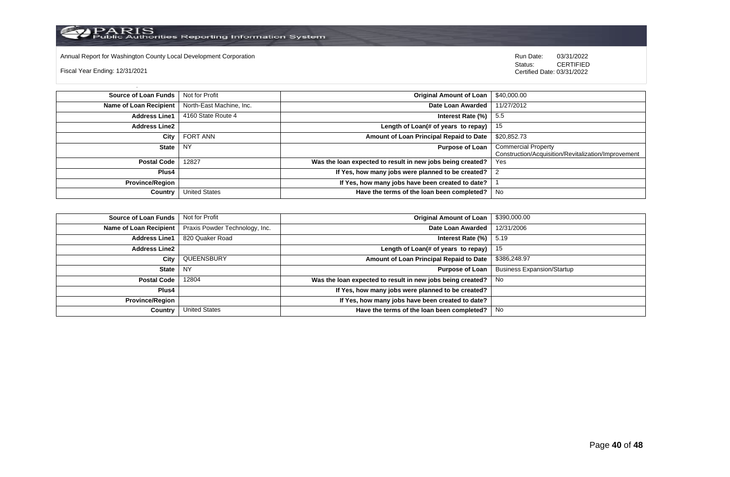Annual Report for Washington County Local Development Corporation

Fiscal Year Ending: 12/31/2021

Run Date: 03/31/2022
Status: CERTIFIED
Certified Date: 03/31/2022

| | | | |
|---|---|---|---|
| **Source of Loan Funds** | Not for Profit | **Original Amount of Loan** | $40,000.00 |
| **Name of Loan Recipient** | North-East Machine, Inc. | **Date Loan Awarded** | 11/27/2012 |
| **Address Line1** | 4160 State Route 4 | **Interest Rate (%)** | 5.5 |
| **Address Line2** | | **Length of Loan(# of years to repay)** | 15 |
| **City** | FORT ANN | **Amount of Loan Principal Repaid to Date** | $20,852.73 |
| **State** | NY | **Purpose of Loan** | Commercial Property Construction/Acquisition/Revitalization/Improvement |
| **Postal Code** | 12827 | **Was the loan expected to result in new jobs being created?** | Yes |
| **Plus4** | | **If Yes, how many jobs were planned to be created?** | 2 |
| **Province/Region** | | **If Yes, how many jobs have been created to date?** | 1 |
| **Country** | United States | **Have the terms of the loan been completed?** | No |

| | | | |
|---|---|---|---|
| **Source of Loan Funds** | Not for Profit | **Original Amount of Loan** | $390,000.00 |
| **Name of Loan Recipient** | Praxis Powder Technology, Inc. | **Date Loan Awarded** | 12/31/2006 |
| **Address Line1** | 820 Quaker Road | **Interest Rate (%)** | 5.19 |
| **Address Line2** | | **Length of Loan(# of years to repay)** | 15 |
| **City** | QUEENSBURY | **Amount of Loan Principal Repaid to Date** | $386,248.97 |
| **State** | NY | **Purpose of Loan** | Business Expansion/Startup |
| **Postal Code** | 12804 | **Was the loan expected to result in new jobs being created?** | No |
| **Plus4** | | **If Yes, how many jobs were planned to be created?** | |
| **Province/Region** | | **If Yes, how many jobs have been created to date?** | |
| **Country** | United States | **Have the terms of the loan been completed?** | No |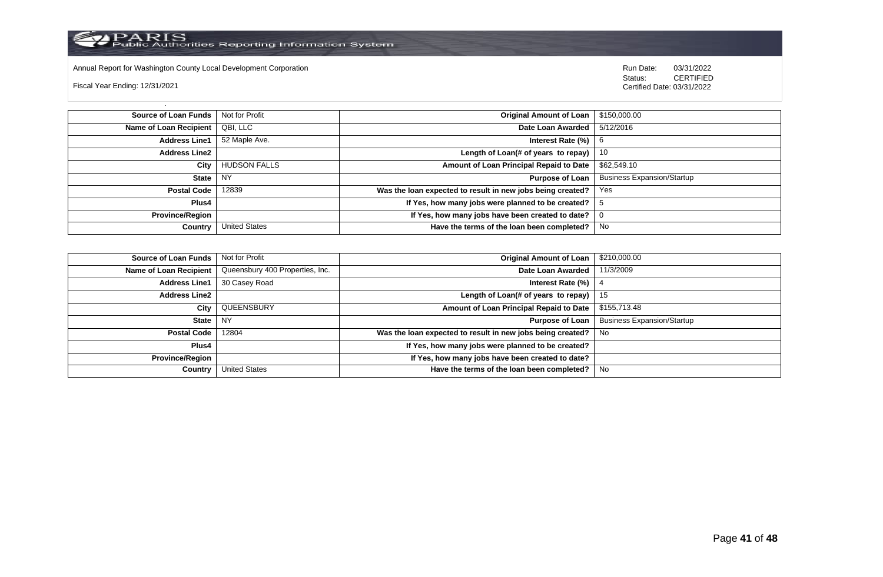Annual Report for Washington County Local Development Corporation

Fiscal Year Ending: 12/31/2021

Run Date: 03/31/2022
Status: CERTIFIED
Certified Date: 03/31/2022

| | | | |
|---|---|---|---|
| **Source of Loan Funds** | Not for Profit | **Original Amount of Loan** | $150,000.00 |
| **Name of Loan Recipient** | QBI, LLC | **Date Loan Awarded** | 5/12/2016 |
| **Address Line1** | 52 Maple Ave. | **Interest Rate (%)** | 6 |
| **Address Line2** | | **Length of Loan(# of years to repay)** | 10 |
| **City** | HUDSON FALLS | **Amount of Loan Principal Repaid to Date** | $62,549.10 |
| **State** | NY | **Purpose of Loan** | Business Expansion/Startup |
| **Postal Code** | 12839 | **Was the loan expected to result in new jobs being created?** | Yes |
| **Plus4** | | **If Yes, how many jobs were planned to be created?** | 5 |
| **Province/Region** | | **If Yes, how many jobs have been created to date?** | 0 |
| **Country** | United States | **Have the terms of the loan been completed?** | No |

| | | | |
|---|---|---|---|
| **Source of Loan Funds** | Not for Profit | **Original Amount of Loan** | $210,000.00 |
| **Name of Loan Recipient** | Queensbury 400 Properties, Inc. | **Date Loan Awarded** | 11/3/2009 |
| **Address Line1** | 30 Casey Road | **Interest Rate (%)** | 4 |
| **Address Line2** | | **Length of Loan(# of years to repay)** | 15 |
| **City** | QUEENSBURY | **Amount of Loan Principal Repaid to Date** | $155,713.48 |
| **State** | NY | **Purpose of Loan** | Business Expansion/Startup |
| **Postal Code** | 12804 | **Was the loan expected to result in new jobs being created?** | No |
| **Plus4** | | **If Yes, how many jobs were planned to be created?** | |
| **Province/Region** | | **If Yes, how many jobs have been created to date?** | |
| **Country** | United States | **Have the terms of the loan been completed?** | No |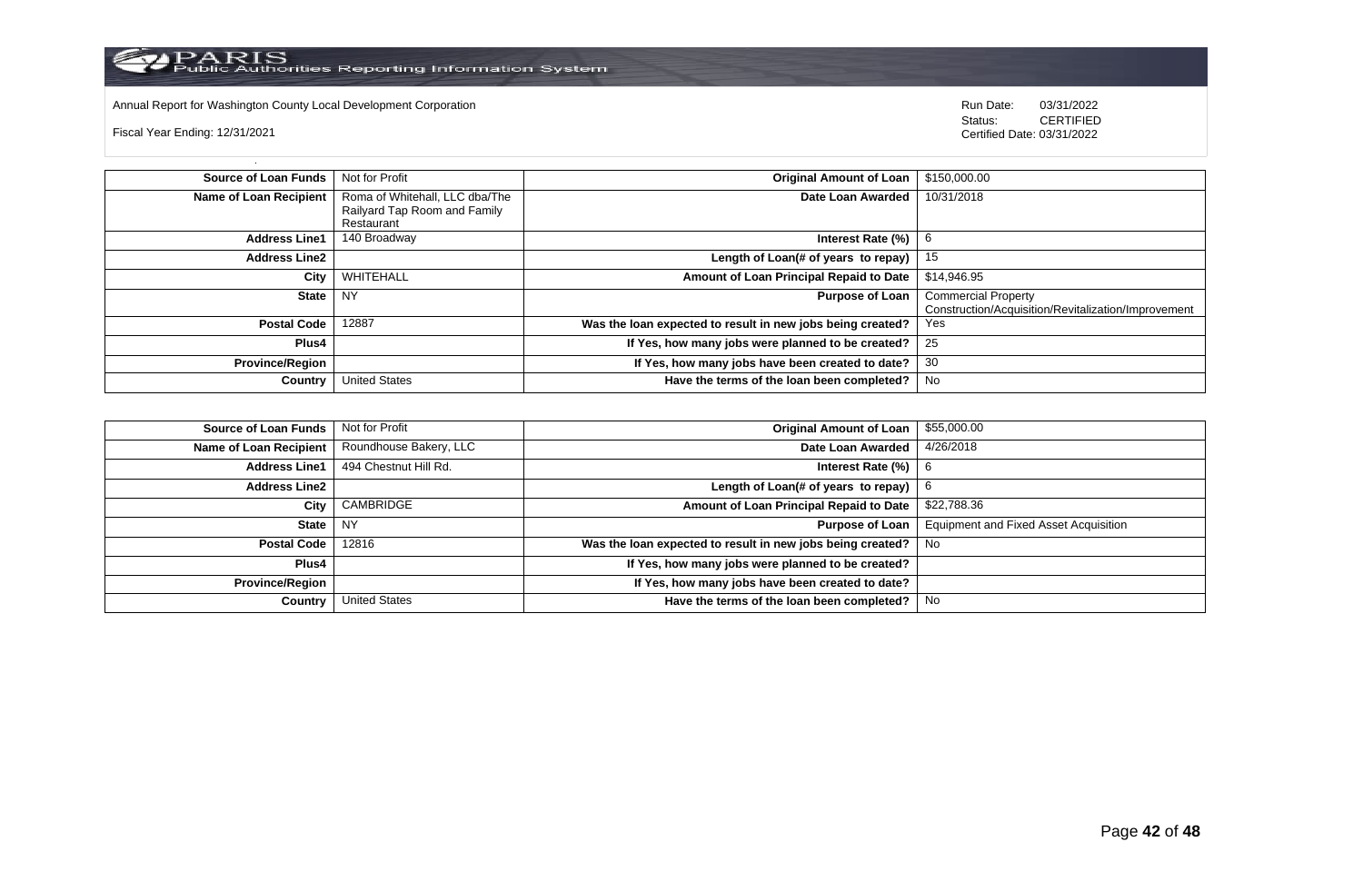Annual Report for Washington County Local Development Corporation

Fiscal Year Ending: 12/31/2021

Run Date: 03/31/2022
Status: CERTIFIED
Certified Date: 03/31/2022

| | | | |
|---|---|---|---|
| **Source of Loan Funds** | Not for Profit | **Original Amount of Loan** | $150,000.00 |
| **Name of Loan Recipient** | Roma of Whitehall, LLC dba/The Railyard Tap Room and Family Restaurant | **Date Loan Awarded** | 10/31/2018 |
| **Address Line1** | 140 Broadway | **Interest Rate (%)** | 6 |
| **Address Line2** | | **Length of Loan(# of years to repay)** | 15 |
| **City** | WHITEHALL | **Amount of Loan Principal Repaid to Date** | $14,946.95 |
| **State** | NY | **Purpose of Loan** | Commercial Property Construction/Acquisition/Revitalization/Improvement |
| **Postal Code** | 12887 | **Was the loan expected to result in new jobs being created?** | Yes |
| **Plus4** | | **If Yes, how many jobs were planned to be created?** | 25 |
| **Province/Region** | | **If Yes, how many jobs have been created to date?** | 30 |
| **Country** | United States | **Have the terms of the loan been completed?** | No |

| | | | |
|---|---|---|---|
| **Source of Loan Funds** | Not for Profit | **Original Amount of Loan** | $55,000.00 |
| **Name of Loan Recipient** | Roundhouse Bakery, LLC | **Date Loan Awarded** | 4/26/2018 |
| **Address Line1** | 494 Chestnut Hill Rd. | **Interest Rate (%)** | 6 |
| **Address Line2** | | **Length of Loan(# of years to repay)** | 6 |
| **City** | CAMBRIDGE | **Amount of Loan Principal Repaid to Date** | $22,788.36 |
| **State** | NY | **Purpose of Loan** | Equipment and Fixed Asset Acquisition |
| **Postal Code** | 12816 | **Was the loan expected to result in new jobs being created?** | No |
| **Plus4** | | **If Yes, how many jobs were planned to be created?** | |
| **Province/Region** | | **If Yes, how many jobs have been created to date?** | |
| **Country** | United States | **Have the terms of the loan been completed?** | No |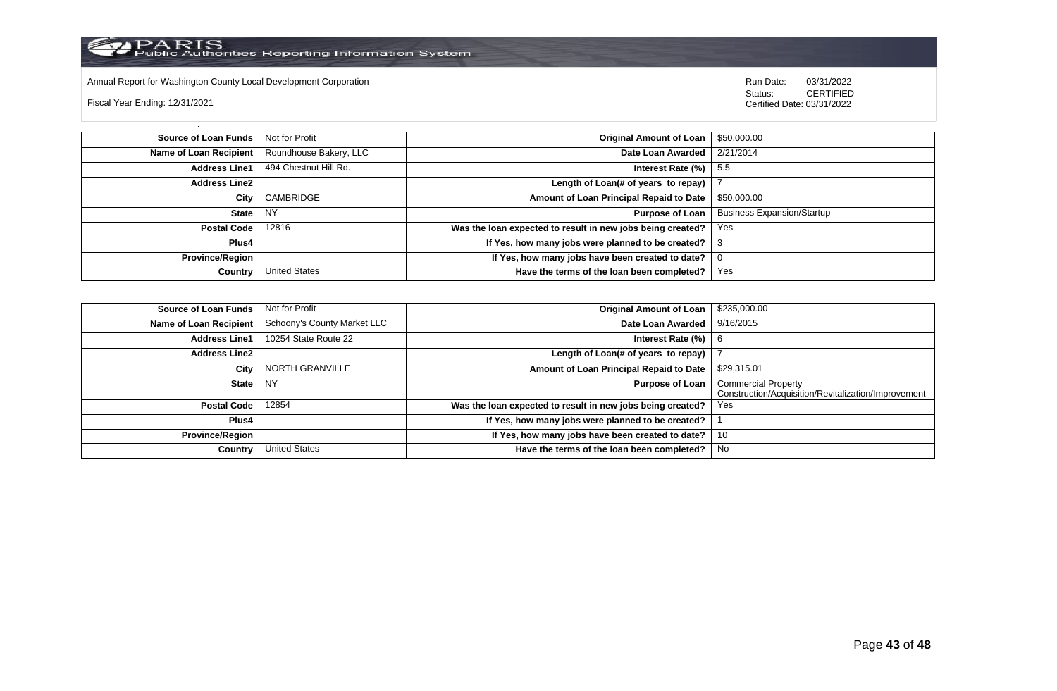Annual Report for Washington County Local Development Corporation

Fiscal Year Ending: 12/31/2021

Run Date: 03/31/2022
Status: CERTIFIED
Certified Date: 03/31/2022

| | | | |
|---|---|---|---|
| **Source of Loan Funds** | Not for Profit | **Original Amount of Loan** | $50,000.00 |
| **Name of Loan Recipient** | Roundhouse Bakery, LLC | **Date Loan Awarded** | 2/21/2014 |
| **Address Line1** | 494 Chestnut Hill Rd. | **Interest Rate (%)** | 5.5 |
| **Address Line2** | | **Length of Loan(# of years to repay)** | 7 |
| **City** | CAMBRIDGE | **Amount of Loan Principal Repaid to Date** | $50,000.00 |
| **State** | NY | **Purpose of Loan** | Business Expansion/Startup |
| **Postal Code** | 12816 | **Was the loan expected to result in new jobs being created?** | Yes |
| **Plus4** | | **If Yes, how many jobs were planned to be created?** | 3 |
| **Province/Region** | | **If Yes, how many jobs have been created to date?** | 0 |
| **Country** | United States | **Have the terms of the loan been completed?** | Yes |

| | | | |
|---|---|---|---|
| **Source of Loan Funds** | Not for Profit | **Original Amount of Loan** | $235,000.00 |
| **Name of Loan Recipient** | Schoony's County Market LLC | **Date Loan Awarded** | 9/16/2015 |
| **Address Line1** | 10254 State Route 22 | **Interest Rate (%)** | 6 |
| **Address Line2** | | **Length of Loan(# of years to repay)** | 7 |
| **City** | NORTH GRANVILLE | **Amount of Loan Principal Repaid to Date** | $29,315.01 |
| **State** | NY | **Purpose of Loan** | Commercial Property Construction/Acquisition/Revitalization/Improvement |
| **Postal Code** | 12854 | **Was the loan expected to result in new jobs being created?** | Yes |
| **Plus4** | | **If Yes, how many jobs were planned to be created?** | 1 |
| **Province/Region** | | **If Yes, how many jobs have been created to date?** | 10 |
| **Country** | United States | **Have the terms of the loan been completed?** | No |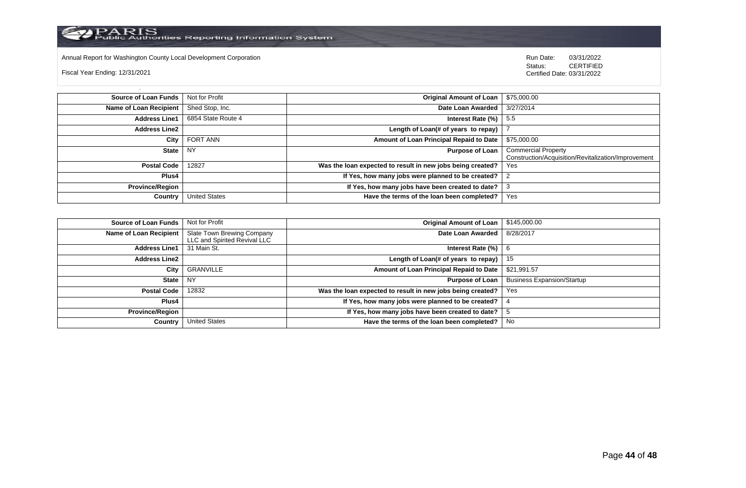Annual Report for Washington County Local Development Corporation

Fiscal Year Ending: 12/31/2021

Run Date: 03/31/2022
Status: CERTIFIED
Certified Date: 03/31/2022

| | | | |
|---|---|---|---|
| **Source of Loan Funds** | Not for Profit | **Original Amount of Loan** | $75,000.00 |
| **Name of Loan Recipient** | Shed Stop, Inc. | **Date Loan Awarded** | 3/27/2014 |
| **Address Line1** | 6854 State Route 4 | **Interest Rate (%)** | 5.5 |
| **Address Line2** | | **Length of Loan(# of years to repay)** | 7 |
| **City** | FORT ANN | **Amount of Loan Principal Repaid to Date** | $75,000.00 |
| **State** | NY | **Purpose of Loan** | Commercial Property Construction/Acquisition/Revitalization/Improvement |
| **Postal Code** | 12827 | **Was the loan expected to result in new jobs being created?** | Yes |
| **Plus4** | | **If Yes, how many jobs were planned to be created?** | 2 |
| **Province/Region** | | **If Yes, how many jobs have been created to date?** | 3 |
| **Country** | United States | **Have the terms of the loan been completed?** | Yes |

| | | | |
|---|---|---|---|
| **Source of Loan Funds** | Not for Profit | **Original Amount of Loan** | $145,000.00 |
| **Name of Loan Recipient** | Slate Town Brewing Company LLC and Spirited Revival LLC | **Date Loan Awarded** | 8/28/2017 |
| **Address Line1** | 31 Main St. | **Interest Rate (%)** | 6 |
| **Address Line2** | | **Length of Loan(# of years to repay)** | 15 |
| **City** | GRANVILLE | **Amount of Loan Principal Repaid to Date** | $21,991.57 |
| **State** | NY | **Purpose of Loan** | Business Expansion/Startup |
| **Postal Code** | 12832 | **Was the loan expected to result in new jobs being created?** | Yes |
| **Plus4** | | **If Yes, how many jobs were planned to be created?** | 4 |
| **Province/Region** | | **If Yes, how many jobs have been created to date?** | 5 |
| **Country** | United States | **Have the terms of the loan been completed?** | No |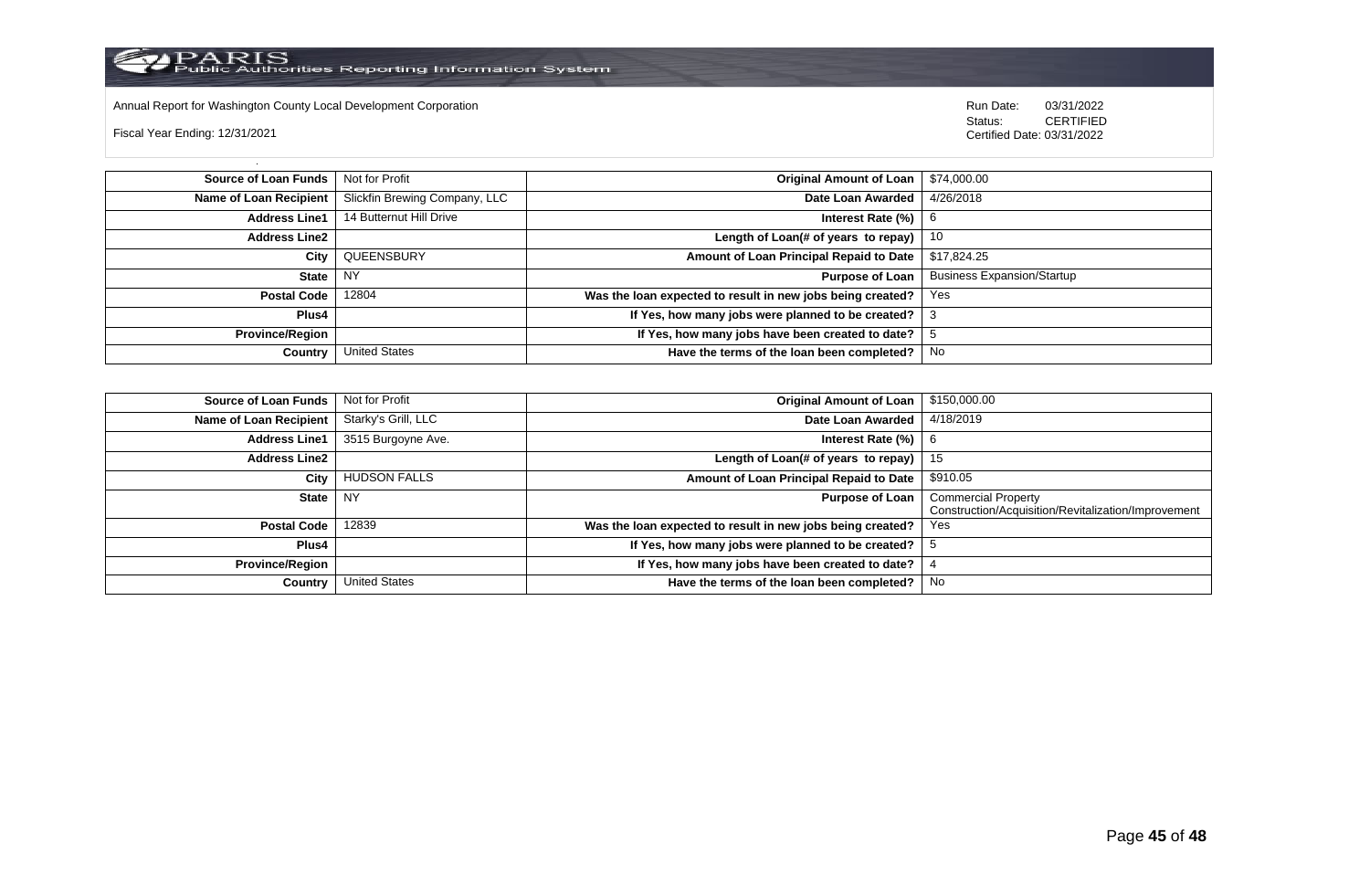Annual Report for Washington County Local Development Corporation

Fiscal Year Ending: 12/31/2021

Run Date: 03/31/2022
Status: CERTIFIED
Certified Date: 03/31/2022

| | | | |
|---|---|---|---|
| **Source of Loan Funds** | Not for Profit | **Original Amount of Loan** | $74,000.00 |
| **Name of Loan Recipient** | Slickfin Brewing Company, LLC | **Date Loan Awarded** | 4/26/2018 |
| **Address Line1** | 14 Butternut Hill Drive | **Interest Rate (%)** | 6 |
| **Address Line2** | | **Length of Loan(# of years to repay)** | 10 |
| **City** | QUEENSBURY | **Amount of Loan Principal Repaid to Date** | $17,824.25 |
| **State** | NY | **Purpose of Loan** | Business Expansion/Startup |
| **Postal Code** | 12804 | **Was the loan expected to result in new jobs being created?** | Yes |
| **Plus4** | | **If Yes, how many jobs were planned to be created?** | 3 |
| **Province/Region** | | **If Yes, how many jobs have been created to date?** | 5 |
| **Country** | United States | **Have the terms of the loan been completed?** | No |

| | | | |
|---|---|---|---|
| **Source of Loan Funds** | Not for Profit | **Original Amount of Loan** | $150,000.00 |
| **Name of Loan Recipient** | Starky's Grill, LLC | **Date Loan Awarded** | 4/18/2019 |
| **Address Line1** | 3515 Burgoyne Ave. | **Interest Rate (%)** | 6 |
| **Address Line2** | | **Length of Loan(# of years to repay)** | 15 |
| **City** | HUDSON FALLS | **Amount of Loan Principal Repaid to Date** | $910.05 |
| **State** | NY | **Purpose of Loan** | Commercial Property Construction/Acquisition/Revitalization/Improvement |
| **Postal Code** | 12839 | **Was the loan expected to result in new jobs being created?** | Yes |
| **Plus4** | | **If Yes, how many jobs were planned to be created?** | 5 |
| **Province/Region** | | **If Yes, how many jobs have been created to date?** | 4 |
| **Country** | United States | **Have the terms of the loan been completed?** | No |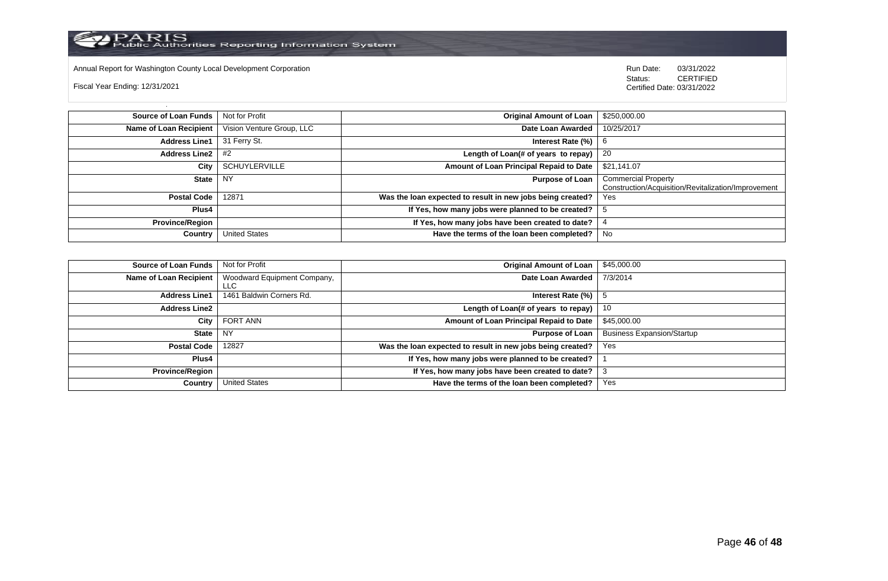Annual Report for Washington County Local Development Corporation

Fiscal Year Ending: 12/31/2021

Run Date: 03/31/2022
Status: CERTIFIED
Certified Date: 03/31/2022

| | | | |
|---|---|---|---|
| **Source of Loan Funds** | Not for Profit | **Original Amount of Loan** | $250,000.00 |
| **Name of Loan Recipient** | Vision Venture Group, LLC | **Date Loan Awarded** | 10/25/2017 |
| **Address Line1** | 31 Ferry St. | **Interest Rate (%)** | 6 |
| **Address Line2** | #2 | **Length of Loan(# of years to repay)** | 20 |
| **City** | SCHUYLERVILLE | **Amount of Loan Principal Repaid to Date** | $21,141.07 |
| **State** | NY | **Purpose of Loan** | Commercial Property Construction/Acquisition/Revitalization/Improvement |
| **Postal Code** | 12871 | **Was the loan expected to result in new jobs being created?** | Yes |
| **Plus4** | | **If Yes, how many jobs were planned to be created?** | 5 |
| **Province/Region** | | **If Yes, how many jobs have been created to date?** | 4 |
| **Country** | United States | **Have the terms of the loan been completed?** | No |

| | | | |
|---|---|---|---|
| **Source of Loan Funds** | Not for Profit | **Original Amount of Loan** | $45,000.00 |
| **Name of Loan Recipient** | Woodward Equipment Company, LLC | **Date Loan Awarded** | 7/3/2014 |
| **Address Line1** | 1461 Baldwin Corners Rd. | **Interest Rate (%)** | 5 |
| **Address Line2** | | **Length of Loan(# of years to repay)** | 10 |
| **City** | FORT ANN | **Amount of Loan Principal Repaid to Date** | $45,000.00 |
| **State** | NY | **Purpose of Loan** | Business Expansion/Startup |
| **Postal Code** | 12827 | **Was the loan expected to result in new jobs being created?** | Yes |
| **Plus4** | | **If Yes, how many jobs were planned to be created?** | 1 |
| **Province/Region** | | **If Yes, how many jobs have been created to date?** | 3 |
| **Country** | United States | **Have the terms of the loan been completed?** | Yes |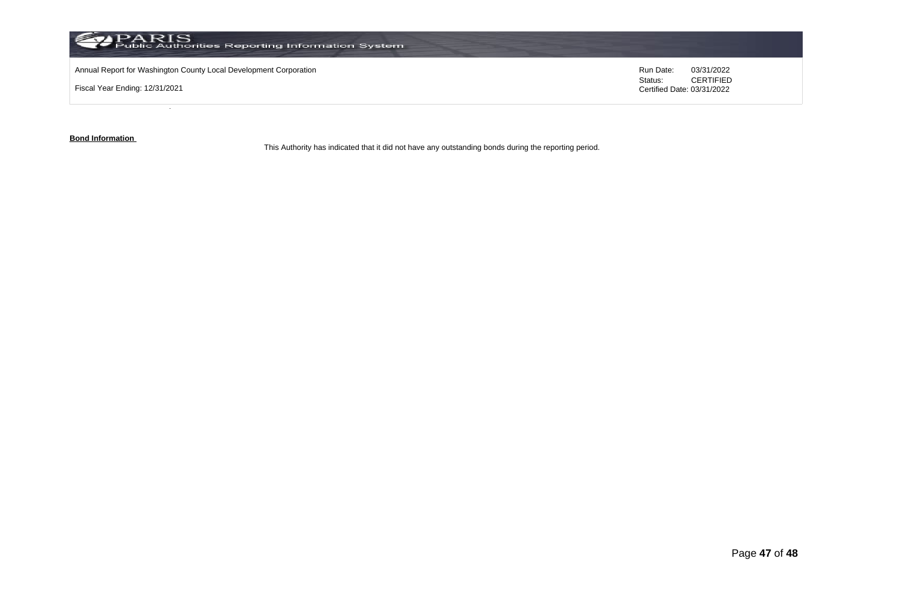Annual Report for Washington County Local Development Corporation

Fiscal Year Ending: 12/31/2021

Run Date: 03/31/2022
Status: CERTIFIED
Certified Date: 03/31/2022

**Bond Information**

This Authority has indicated that it did not have any outstanding bonds during the reporting period.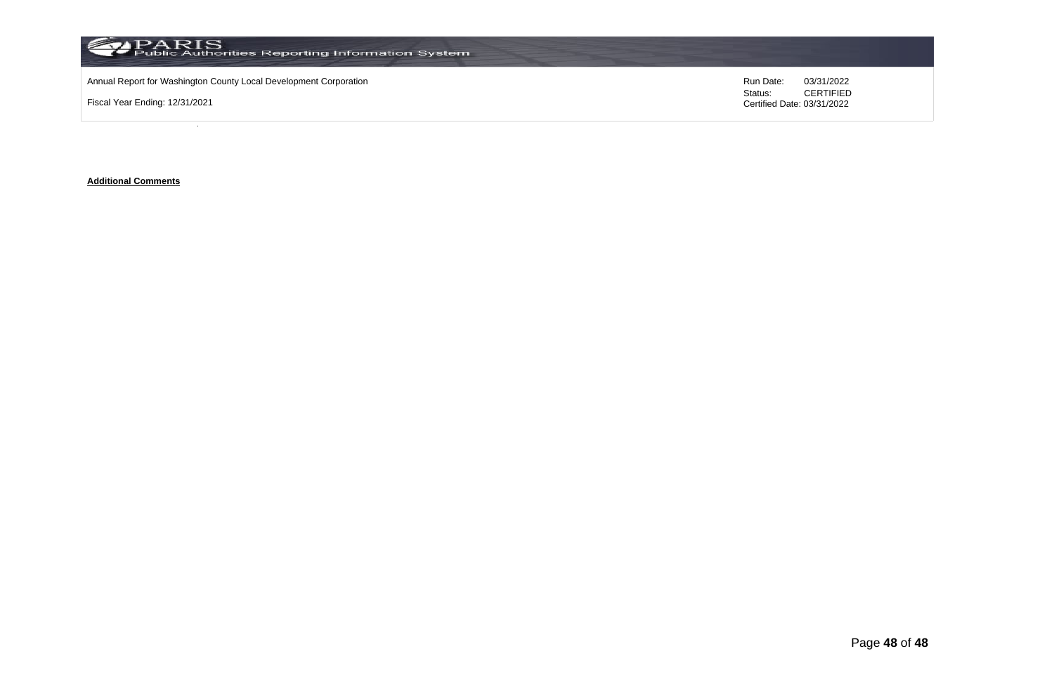**Additional Comments**